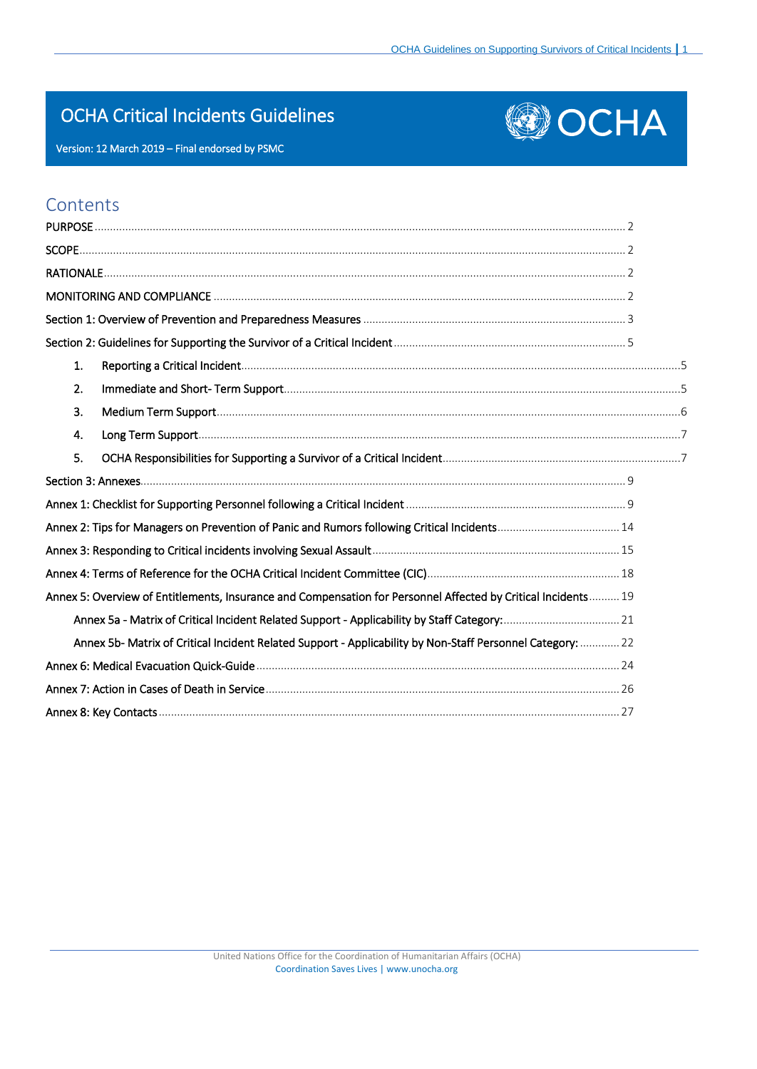# OCHA Critical Incidents Guidelines

Version: 12 March 2019 – Final endorsed by PSMC

## Contents

PURPOSE ........ 2

SCOPE ........ 2

RATIONALE ........ 2

MONITORING AND COMPLIANCE ........ 2

Section 1: Overview of Prevention and Preparedness Measures ........ 3

Section 2: Guidelines for Supporting the Survivor of a Critical Incident ........ 5

1. Reporting a Critical Incident ........ 5
2. Immediate and Short- Term Support ........ 5
3. Medium Term Support ........ 6
4. Long Term Support ........ 7
5. OCHA Responsibilities for Supporting a Survivor of a Critical Incident ........ 7

Section 3: Annexes ........ 9

Annex 1: Checklist for Supporting Personnel following a Critical Incident ........ 9

Annex 2: Tips for Managers on Prevention of Panic and Rumors following Critical Incidents ........ 14

Annex 3: Responding to Critical incidents involving Sexual Assault ........ 15

Annex 4: Terms of Reference for the OCHA Critical Incident Committee (CIC) ........ 18

Annex 5: Overview of Entitlements, Insurance and Compensation for Personnel Affected by Critical Incidents ........ 19

- Annex 5a - Matrix of Critical Incident Related Support - Applicability by Staff Category: ........ 21
- Annex 5b- Matrix of Critical Incident Related Support - Applicability by Non-Staff Personnel Category: ........ 22

Annex 6: Medical Evacuation Quick-Guide ........ 24

Annex 7: Action in Cases of Death in Service ........ 26

Annex 8: Key Contacts ........ 27

United Nations Office for the Coordination of Humanitarian Affairs (OCHA)
Coordination Saves Lives | www.unocha.org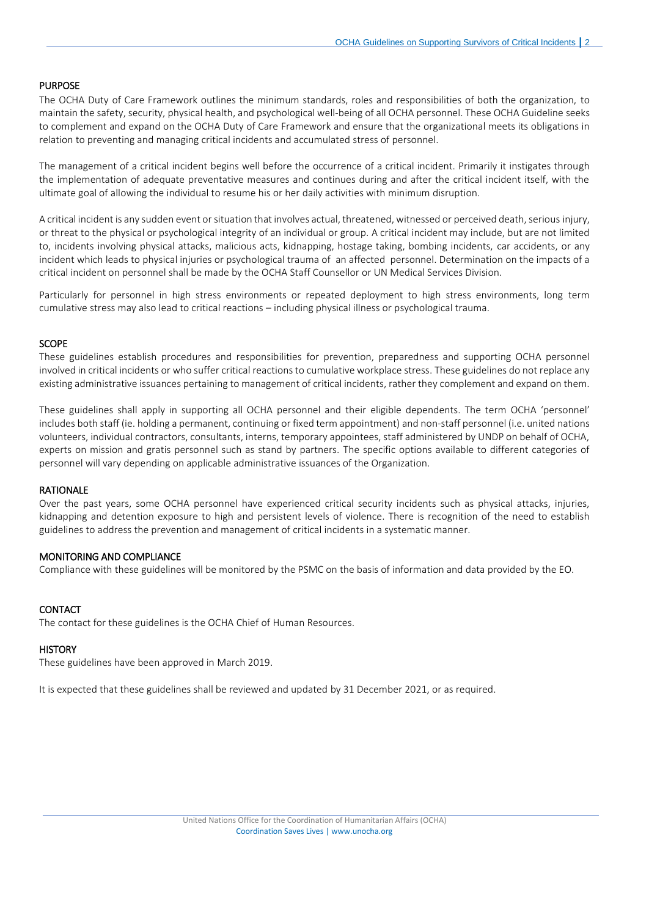## PURPOSE

The OCHA Duty of Care Framework outlines the minimum standards, roles and responsibilities of both the organization, to maintain the safety, security, physical health, and psychological well-being of all OCHA personnel. These OCHA Guideline seeks to complement and expand on the OCHA Duty of Care Framework and ensure that the organizational meets its obligations in relation to preventing and managing critical incidents and accumulated stress of personnel.

The management of a critical incident begins well before the occurrence of a critical incident. Primarily it instigates through the implementation of adequate preventative measures and continues during and after the critical incident itself, with the ultimate goal of allowing the individual to resume his or her daily activities with minimum disruption.

A critical incident is any sudden event or situation that involves actual, threatened, witnessed or perceived death, serious injury, or threat to the physical or psychological integrity of an individual or group. A critical incident may include, but are not limited to, incidents involving physical attacks, malicious acts, kidnapping, hostage taking, bombing incidents, car accidents, or any incident which leads to physical injuries or psychological trauma of an affected personnel. Determination on the impacts of a critical incident on personnel shall be made by the OCHA Staff Counsellor or UN Medical Services Division.

Particularly for personnel in high stress environments or repeated deployment to high stress environments, long term cumulative stress may also lead to critical reactions – including physical illness or psychological trauma.

## SCOPE

These guidelines establish procedures and responsibilities for prevention, preparedness and supporting OCHA personnel involved in critical incidents or who suffer critical reactions to cumulative workplace stress. These guidelines do not replace any existing administrative issuances pertaining to management of critical incidents, rather they complement and expand on them.

These guidelines shall apply in supporting all OCHA personnel and their eligible dependents. The term OCHA 'personnel' includes both staff (ie. holding a permanent, continuing or fixed term appointment) and non-staff personnel (i.e. united nations volunteers, individual contractors, consultants, interns, temporary appointees, staff administered by UNDP on behalf of OCHA, experts on mission and gratis personnel such as stand by partners. The specific options available to different categories of personnel will vary depending on applicable administrative issuances of the Organization.

## RATIONALE

Over the past years, some OCHA personnel have experienced critical security incidents such as physical attacks, injuries, kidnapping and detention exposure to high and persistent levels of violence. There is recognition of the need to establish guidelines to address the prevention and management of critical incidents in a systematic manner.

## MONITORING AND COMPLIANCE

Compliance with these guidelines will be monitored by the PSMC on the basis of information and data provided by the EO.

## CONTACT

The contact for these guidelines is the OCHA Chief of Human Resources.

## HISTORY

These guidelines have been approved in March 2019.

It is expected that these guidelines shall be reviewed and updated by 31 December 2021, or as required.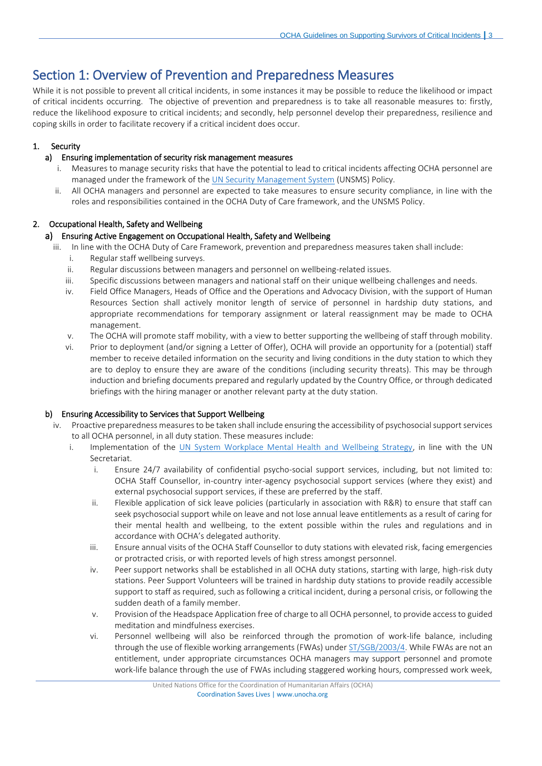# Section 1: Overview of Prevention and Preparedness Measures

While it is not possible to prevent all critical incidents, in some instances it may be possible to reduce the likelihood or impact of critical incidents occurring. The objective of prevention and preparedness is to take all reasonable measures to: firstly, reduce the likelihood exposure to critical incidents; and secondly, help personnel develop their preparedness, resilience and coping skills in order to facilitate recovery if a critical incident does occur.

## 1. Security

### a) Ensuring implementation of security risk management measures

i. Measures to manage security risks that have the potential to lead to critical incidents affecting OCHA personnel are managed under the framework of the UN Security Management System (UNSMS) Policy.

ii. All OCHA managers and personnel are expected to take measures to ensure security compliance, in line with the roles and responsibilities contained in the OCHA Duty of Care framework, and the UNSMS Policy.

## 2. Occupational Health, Safety and Wellbeing

### a) Ensuring Active Engagement on Occupational Health, Safety and Wellbeing

iii. In line with the OCHA Duty of Care Framework, prevention and preparedness measures taken shall include:

  i. Regular staff wellbeing surveys.

  ii. Regular discussions between managers and personnel on wellbeing-related issues.

  iii. Specific discussions between managers and national staff on their unique wellbeing challenges and needs.

  iv. Field Office Managers, Heads of Office and the Operations and Advocacy Division, with the support of Human Resources Section shall actively monitor length of service of personnel in hardship duty stations, and appropriate recommendations for temporary assignment or lateral reassignment may be made to OCHA management.

  v. The OCHA will promote staff mobility, with a view to better supporting the wellbeing of staff through mobility.

  vi. Prior to deployment (and/or signing a Letter of Offer), OCHA will provide an opportunity for a (potential) staff member to receive detailed information on the security and living conditions in the duty station to which they are to deploy to ensure they are aware of the conditions (including security threats). This may be through induction and briefing documents prepared and regularly updated by the Country Office, or through dedicated briefings with the hiring manager or another relevant party at the duty station.

### b) Ensuring Accessibility to Services that Support Wellbeing

iv. Proactive preparedness measures to be taken shall include ensuring the accessibility of psychosocial support services to all OCHA personnel, in all duty station. These measures include:

  i. Implementation of the UN System Workplace Mental Health and Wellbeing Strategy, in line with the UN Secretariat.

    i. Ensure 24/7 availability of confidential psycho-social support services, including, but not limited to: OCHA Staff Counsellor, in-country inter-agency psychosocial support services (where they exist) and external psychosocial support services, if these are preferred by the staff.

    ii. Flexible application of sick leave policies (particularly in association with R&R) to ensure that staff can seek psychosocial support while on leave and not lose annual leave entitlements as a result of caring for their mental health and wellbeing, to the extent possible within the rules and regulations and in accordance with OCHA's delegated authority.

    iii. Ensure annual visits of the OCHA Staff Counsellor to duty stations with elevated risk, facing emergencies or protracted crisis, or with reported levels of high stress amongst personnel.

    iv. Peer support networks shall be established in all OCHA duty stations, starting with large, high-risk duty stations. Peer Support Volunteers will be trained in hardship duty stations to provide readily accessible support to staff as required, such as following a critical incident, during a personal crisis, or following the sudden death of a family member.

    v. Provision of the Headspace Application free of charge to all OCHA personnel, to provide access to guided meditation and mindfulness exercises.

    vi. Personnel wellbeing will also be reinforced through the promotion of work-life balance, including through the use of flexible working arrangements (FWAs) under ST/SGB/2003/4. While FWAs are not an entitlement, under appropriate circumstances OCHA managers may support personnel and promote work-life balance through the use of FWAs including staggered working hours, compressed work week,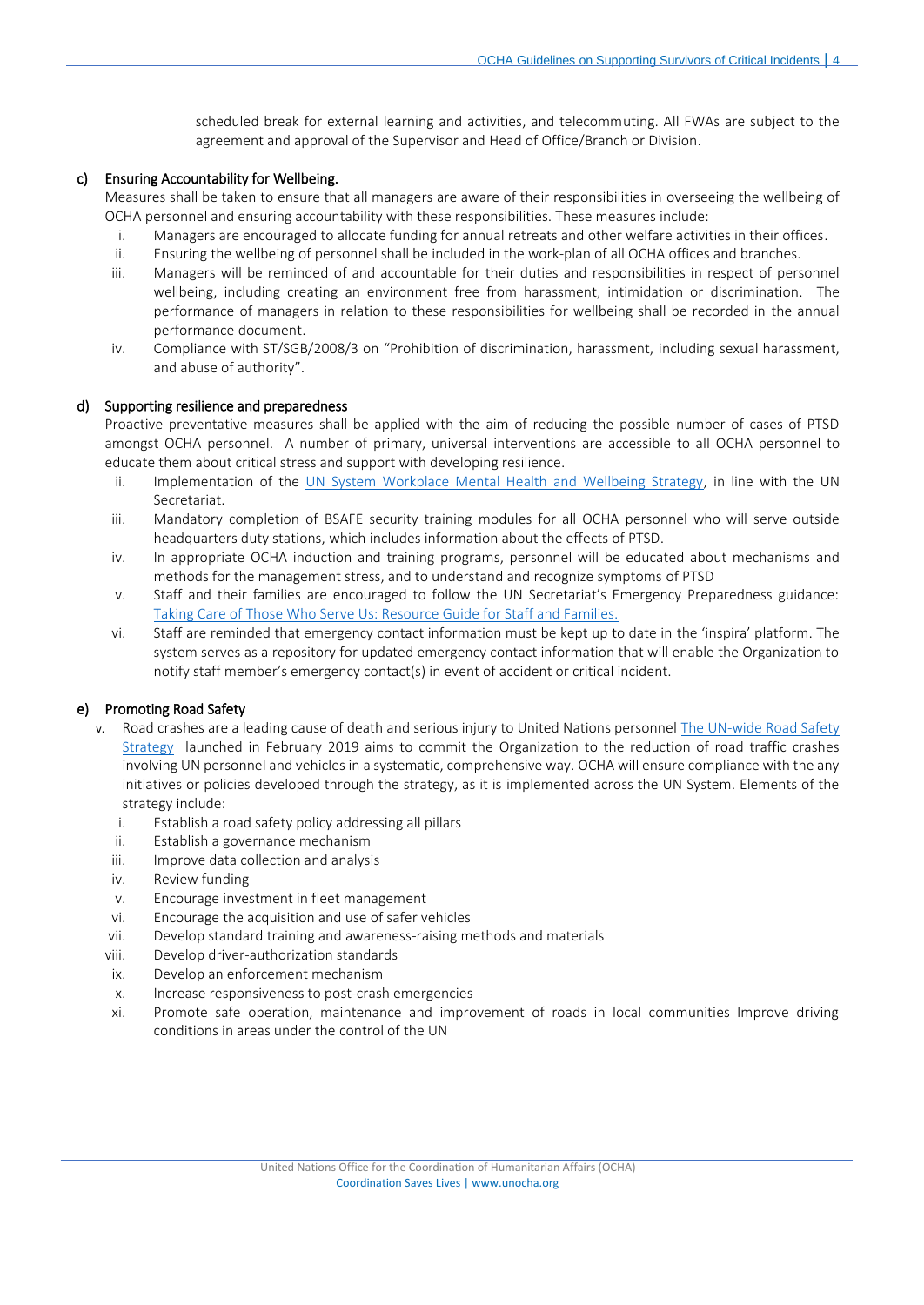scheduled break for external learning and activities, and telecommuting. All FWAs are subject to the agreement and approval of the Supervisor and Head of Office/Branch or Division.

**c) Ensuring Accountability for Wellbeing.**

Measures shall be taken to ensure that all managers are aware of their responsibilities in overseeing the wellbeing of OCHA personnel and ensuring accountability with these responsibilities. These measures include:

i. Managers are encouraged to allocate funding for annual retreats and other welfare activities in their offices.
ii. Ensuring the wellbeing of personnel shall be included in the work-plan of all OCHA offices and branches.
iii. Managers will be reminded of and accountable for their duties and responsibilities in respect of personnel wellbeing, including creating an environment free from harassment, intimidation or discrimination. The performance of managers in relation to these responsibilities for wellbeing shall be recorded in the annual performance document.
iv. Compliance with ST/SGB/2008/3 on "Prohibition of discrimination, harassment, including sexual harassment, and abuse of authority".

**d) Supporting resilience and preparedness**

Proactive preventative measures shall be applied with the aim of reducing the possible number of cases of PTSD amongst OCHA personnel. A number of primary, universal interventions are accessible to all OCHA personnel to educate them about critical stress and support with developing resilience.

ii. Implementation of the UN System Workplace Mental Health and Wellbeing Strategy, in line with the UN Secretariat.
iii. Mandatory completion of BSAFE security training modules for all OCHA personnel who will serve outside headquarters duty stations, which includes information about the effects of PTSD.
iv. In appropriate OCHA induction and training programs, personnel will be educated about mechanisms and methods for the management stress, and to understand and recognize symptoms of PTSD
v. Staff and their families are encouraged to follow the UN Secretariat's Emergency Preparedness guidance: Taking Care of Those Who Serve Us: Resource Guide for Staff and Families.
vi. Staff are reminded that emergency contact information must be kept up to date in the 'inspira' platform. The system serves as a repository for updated emergency contact information that will enable the Organization to notify staff member's emergency contact(s) in event of accident or critical incident.

**e) Promoting Road Safety**

v. Road crashes are a leading cause of death and serious injury to United Nations personnel The UN-wide Road Safety Strategy launched in February 2019 aims to commit the Organization to the reduction of road traffic crashes involving UN personnel and vehicles in a systematic, comprehensive way. OCHA will ensure compliance with the any initiatives or policies developed through the strategy, as it is implemented across the UN System. Elements of the strategy include:

i. Establish a road safety policy addressing all pillars
ii. Establish a governance mechanism
iii. Improve data collection and analysis
iv. Review funding
v. Encourage investment in fleet management
vi. Encourage the acquisition and use of safer vehicles
vii. Develop standard training and awareness-raising methods and materials
viii. Develop driver-authorization standards
ix. Develop an enforcement mechanism
x. Increase responsiveness to post-crash emergencies
xi. Promote safe operation, maintenance and improvement of roads in local communities Improve driving conditions in areas under the control of the UN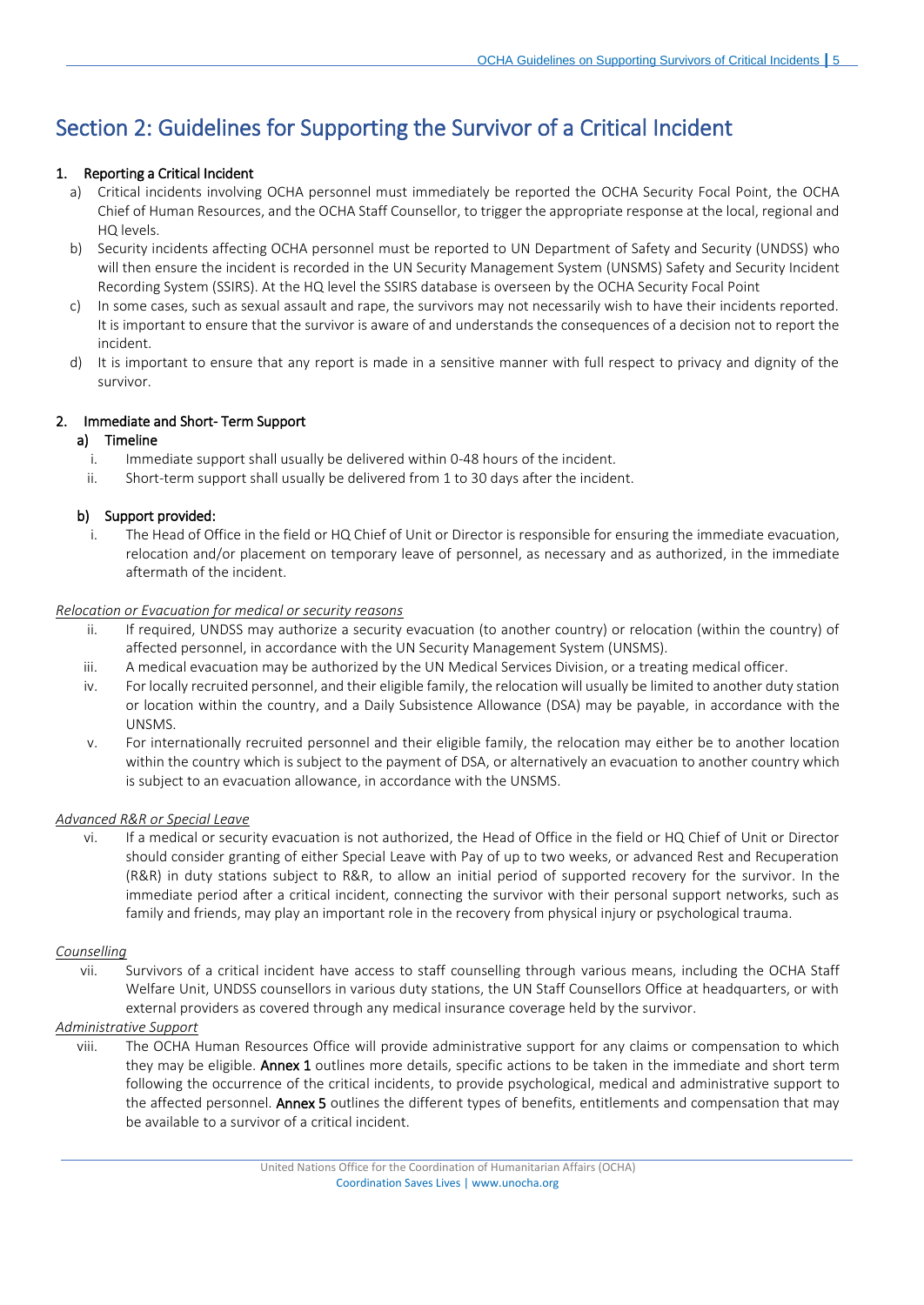# Section 2: Guidelines for Supporting the Survivor of a Critical Incident

## 1. Reporting a Critical Incident

a) Critical incidents involving OCHA personnel must immediately be reported the OCHA Security Focal Point, the OCHA Chief of Human Resources, and the OCHA Staff Counsellor, to trigger the appropriate response at the local, regional and HQ levels.

b) Security incidents affecting OCHA personnel must be reported to UN Department of Safety and Security (UNDSS) who will then ensure the incident is recorded in the UN Security Management System (UNSMS) Safety and Security Incident Recording System (SSIRS). At the HQ level the SSIRS database is overseen by the OCHA Security Focal Point

c) In some cases, such as sexual assault and rape, the survivors may not necessarily wish to have their incidents reported. It is important to ensure that the survivor is aware of and understands the consequences of a decision not to report the incident.

d) It is important to ensure that any report is made in a sensitive manner with full respect to privacy and dignity of the survivor.

## 2. Immediate and Short- Term Support

### a) Timeline

i. Immediate support shall usually be delivered within 0-48 hours of the incident.

ii. Short-term support shall usually be delivered from 1 to 30 days after the incident.

### b) Support provided:

i. The Head of Office in the field or HQ Chief of Unit or Director is responsible for ensuring the immediate evacuation, relocation and/or placement on temporary leave of personnel, as necessary and as authorized, in the immediate aftermath of the incident.

*Relocation or Evacuation for medical or security reasons*

ii. If required, UNDSS may authorize a security evacuation (to another country) or relocation (within the country) of affected personnel, in accordance with the UN Security Management System (UNSMS).

iii. A medical evacuation may be authorized by the UN Medical Services Division, or a treating medical officer.

iv. For locally recruited personnel, and their eligible family, the relocation will usually be limited to another duty station or location within the country, and a Daily Subsistence Allowance (DSA) may be payable, in accordance with the UNSMS.

v. For internationally recruited personnel and their eligible family, the relocation may either be to another location within the country which is subject to the payment of DSA, or alternatively an evacuation to another country which is subject to an evacuation allowance, in accordance with the UNSMS.

*Advanced R&R or Special Leave*

vi. If a medical or security evacuation is not authorized, the Head of Office in the field or HQ Chief of Unit or Director should consider granting of either Special Leave with Pay of up to two weeks, or advanced Rest and Recuperation (R&R) in duty stations subject to R&R, to allow an initial period of supported recovery for the survivor. In the immediate period after a critical incident, connecting the survivor with their personal support networks, such as family and friends, may play an important role in the recovery from physical injury or psychological trauma.

*Counselling*

vii. Survivors of a critical incident have access to staff counselling through various means, including the OCHA Staff Welfare Unit, UNDSS counsellors in various duty stations, the UN Staff Counsellors Office at headquarters, or with external providers as covered through any medical insurance coverage held by the survivor.

*Administrative Support*

viii. The OCHA Human Resources Office will provide administrative support for any claims or compensation to which they may be eligible. **Annex 1** outlines more details, specific actions to be taken in the immediate and short term following the occurrence of the critical incidents, to provide psychological, medical and administrative support to the affected personnel. **Annex 5** outlines the different types of benefits, entitlements and compensation that may be available to a survivor of a critical incident.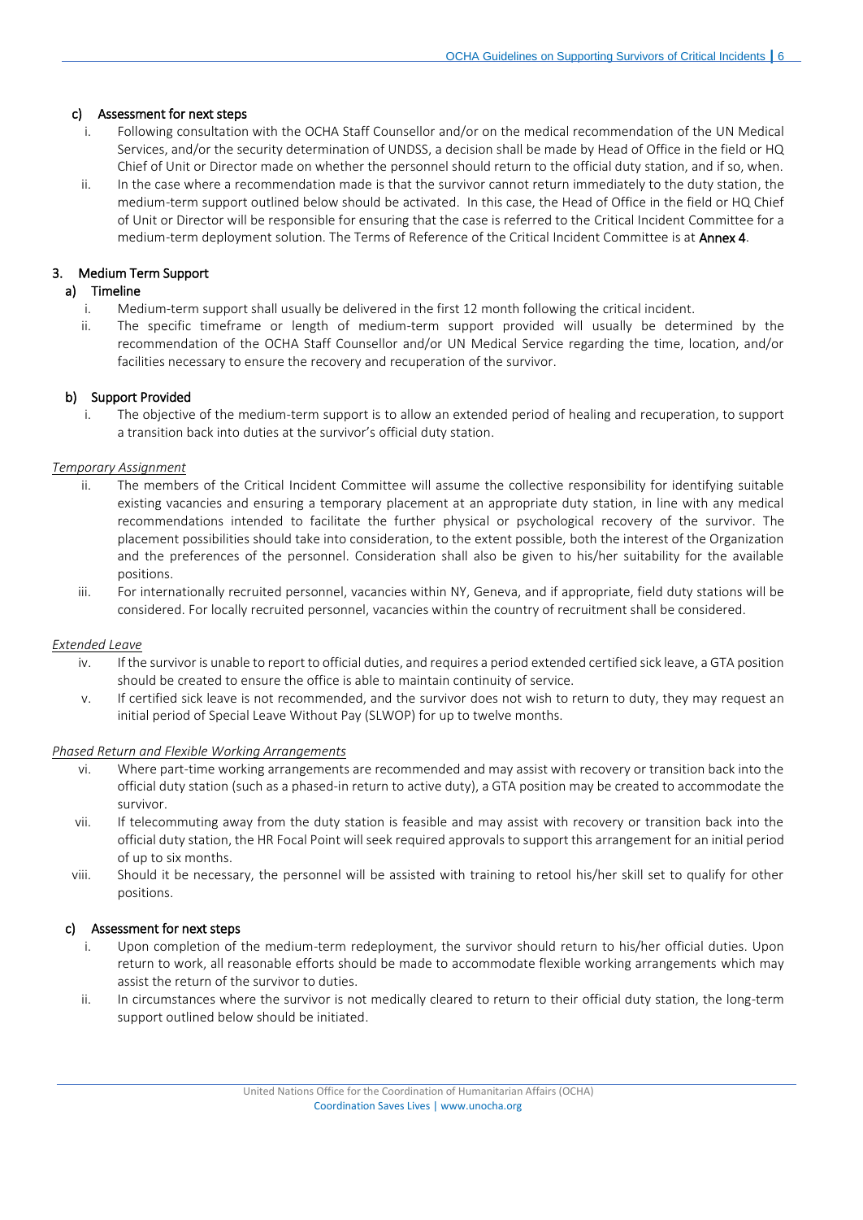#### c) Assessment for next steps

i. Following consultation with the OCHA Staff Counsellor and/or on the medical recommendation of the UN Medical Services, and/or the security determination of UNDSS, a decision shall be made by Head of Office in the field or HQ Chief of Unit or Director made on whether the personnel should return to the official duty station, and if so, when.

ii. In the case where a recommendation made is that the survivor cannot return immediately to the duty station, the medium-term support outlined below should be activated. In this case, the Head of Office in the field or HQ Chief of Unit or Director will be responsible for ensuring that the case is referred to the Critical Incident Committee for a medium-term deployment solution. The Terms of Reference of the Critical Incident Committee is at **Annex 4**.

### 3. Medium Term Support

#### a) Timeline

i. Medium-term support shall usually be delivered in the first 12 month following the critical incident.

ii. The specific timeframe or length of medium-term support provided will usually be determined by the recommendation of the OCHA Staff Counsellor and/or UN Medical Service regarding the time, location, and/or facilities necessary to ensure the recovery and recuperation of the survivor.

#### b) Support Provided

i. The objective of the medium-term support is to allow an extended period of healing and recuperation, to support a transition back into duties at the survivor's official duty station.

*Temporary Assignment*

ii. The members of the Critical Incident Committee will assume the collective responsibility for identifying suitable existing vacancies and ensuring a temporary placement at an appropriate duty station, in line with any medical recommendations intended to facilitate the further physical or psychological recovery of the survivor. The placement possibilities should take into consideration, to the extent possible, both the interest of the Organization and the preferences of the personnel. Consideration shall also be given to his/her suitability for the available positions.

iii. For internationally recruited personnel, vacancies within NY, Geneva, and if appropriate, field duty stations will be considered. For locally recruited personnel, vacancies within the country of recruitment shall be considered.

*Extended Leave*

iv. If the survivor is unable to report to official duties, and requires a period extended certified sick leave, a GTA position should be created to ensure the office is able to maintain continuity of service.

v. If certified sick leave is not recommended, and the survivor does not wish to return to duty, they may request an initial period of Special Leave Without Pay (SLWOP) for up to twelve months.

*Phased Return and Flexible Working Arrangements*

vi. Where part-time working arrangements are recommended and may assist with recovery or transition back into the official duty station (such as a phased-in return to active duty), a GTA position may be created to accommodate the survivor.

vii. If telecommuting away from the duty station is feasible and may assist with recovery or transition back into the official duty station, the HR Focal Point will seek required approvals to support this arrangement for an initial period of up to six months.

viii. Should it be necessary, the personnel will be assisted with training to retool his/her skill set to qualify for other positions.

#### c) Assessment for next steps

i. Upon completion of the medium-term redeployment, the survivor should return to his/her official duties. Upon return to work, all reasonable efforts should be made to accommodate flexible working arrangements which may assist the return of the survivor to duties.

ii. In circumstances where the survivor is not medically cleared to return to their official duty station, the long-term support outlined below should be initiated.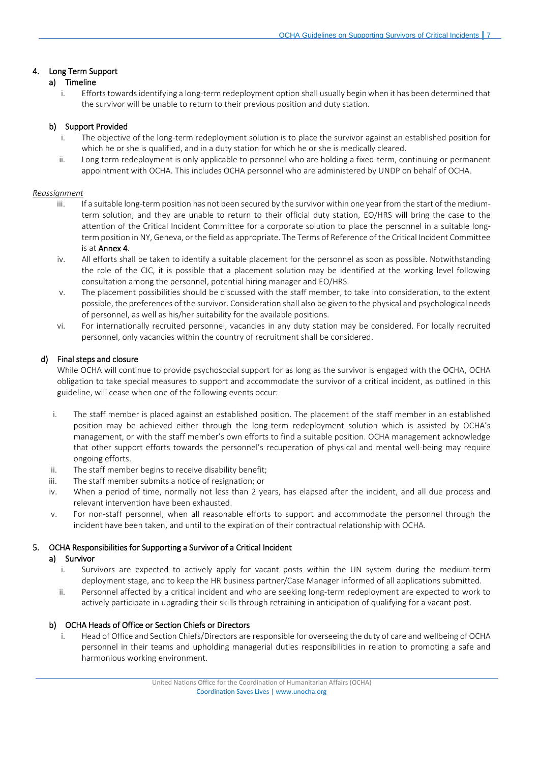## 4. Long Term Support

### a) Timeline

i. Efforts towards identifying a long-term redeployment option shall usually begin when it has been determined that the survivor will be unable to return to their previous position and duty station.

### b) Support Provided

i. The objective of the long-term redeployment solution is to place the survivor against an established position for which he or she is qualified, and in a duty station for which he or she is medically cleared.

ii. Long term redeployment is only applicable to personnel who are holding a fixed-term, continuing or permanent appointment with OCHA. This includes OCHA personnel who are administered by UNDP on behalf of OCHA.

*Reassignment*

iii. If a suitable long-term position has not been secured by the survivor within one year from the start of the medium-term solution, and they are unable to return to their official duty station, EO/HRS will bring the case to the attention of the Critical Incident Committee for a corporate solution to place the personnel in a suitable long-term position in NY, Geneva, or the field as appropriate. The Terms of Reference of the Critical Incident Committee is at **Annex 4**.

iv. All efforts shall be taken to identify a suitable placement for the personnel as soon as possible. Notwithstanding the role of the CIC, it is possible that a placement solution may be identified at the working level following consultation among the personnel, potential hiring manager and EO/HRS.

v. The placement possibilities should be discussed with the staff member, to take into consideration, to the extent possible, the preferences of the survivor. Consideration shall also be given to the physical and psychological needs of personnel, as well as his/her suitability for the available positions.

vi. For internationally recruited personnel, vacancies in any duty station may be considered. For locally recruited personnel, only vacancies within the country of recruitment shall be considered.

### d) Final steps and closure

While OCHA will continue to provide psychosocial support for as long as the survivor is engaged with the OCHA, OCHA obligation to take special measures to support and accommodate the survivor of a critical incident, as outlined in this guideline, will cease when one of the following events occur:

i. The staff member is placed against an established position. The placement of the staff member in an established position may be achieved either through the long-term redeployment solution which is assisted by OCHA's management, or with the staff member's own efforts to find a suitable position. OCHA management acknowledge that other support efforts towards the personnel's recuperation of physical and mental well-being may require ongoing efforts.

ii. The staff member begins to receive disability benefit;

iii. The staff member submits a notice of resignation; or

iv. When a period of time, normally not less than 2 years, has elapsed after the incident, and all due process and relevant intervention have been exhausted.

v. For non-staff personnel, when all reasonable efforts to support and accommodate the personnel through the incident have been taken, and until to the expiration of their contractual relationship with OCHA.

## 5. OCHA Responsibilities for Supporting a Survivor of a Critical Incident

### a) Survivor

i. Survivors are expected to actively apply for vacant posts within the UN system during the medium-term deployment stage, and to keep the HR business partner/Case Manager informed of all applications submitted.

ii. Personnel affected by a critical incident and who are seeking long-term redeployment are expected to work to actively participate in upgrading their skills through retraining in anticipation of qualifying for a vacant post.

### b) OCHA Heads of Office or Section Chiefs or Directors

i. Head of Office and Section Chiefs/Directors are responsible for overseeing the duty of care and wellbeing of OCHA personnel in their teams and upholding managerial duties responsibilities in relation to promoting a safe and harmonious working environment.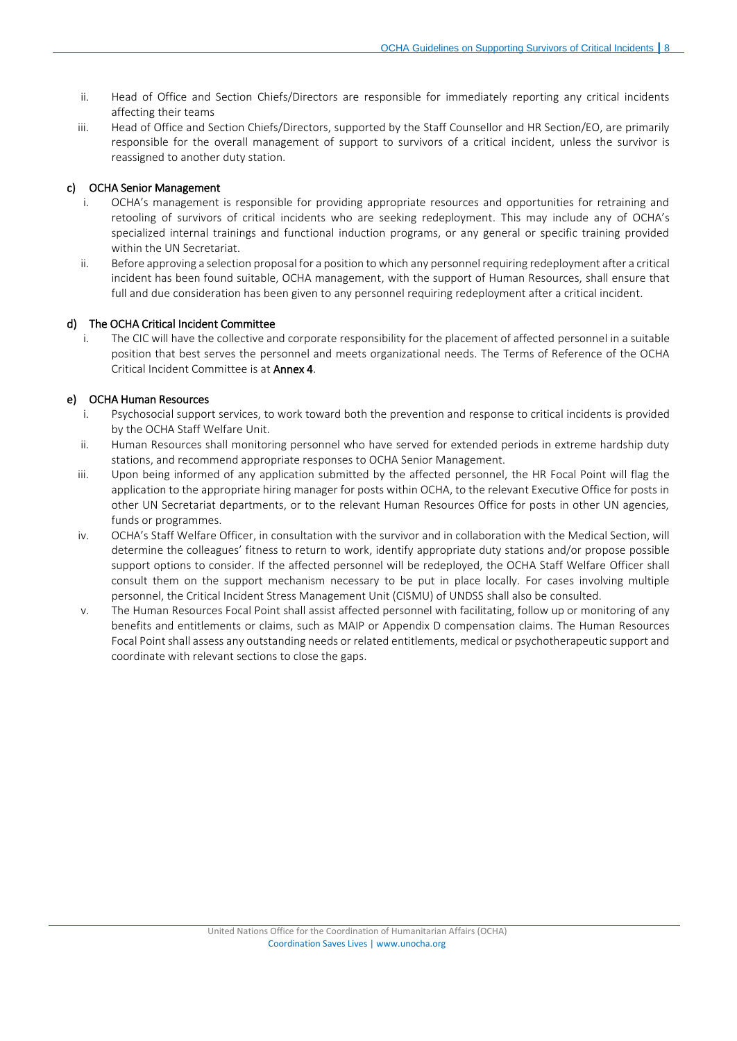ii. Head of Office and Section Chiefs/Directors are responsible for immediately reporting any critical incidents affecting their teams

iii. Head of Office and Section Chiefs/Directors, supported by the Staff Counsellor and HR Section/EO, are primarily responsible for the overall management of support to survivors of a critical incident, unless the survivor is reassigned to another duty station.

#### c) OCHA Senior Management

i. OCHA's management is responsible for providing appropriate resources and opportunities for retraining and retooling of survivors of critical incidents who are seeking redeployment. This may include any of OCHA's specialized internal trainings and functional induction programs, or any general or specific training provided within the UN Secretariat.

ii. Before approving a selection proposal for a position to which any personnel requiring redeployment after a critical incident has been found suitable, OCHA management, with the support of Human Resources, shall ensure that full and due consideration has been given to any personnel requiring redeployment after a critical incident.

#### d) The OCHA Critical Incident Committee

i. The CIC will have the collective and corporate responsibility for the placement of affected personnel in a suitable position that best serves the personnel and meets organizational needs. The Terms of Reference of the OCHA Critical Incident Committee is at **Annex 4**.

#### e) OCHA Human Resources

i. Psychosocial support services, to work toward both the prevention and response to critical incidents is provided by the OCHA Staff Welfare Unit.

ii. Human Resources shall monitoring personnel who have served for extended periods in extreme hardship duty stations, and recommend appropriate responses to OCHA Senior Management.

iii. Upon being informed of any application submitted by the affected personnel, the HR Focal Point will flag the application to the appropriate hiring manager for posts within OCHA, to the relevant Executive Office for posts in other UN Secretariat departments, or to the relevant Human Resources Office for posts in other UN agencies, funds or programmes.

iv. OCHA's Staff Welfare Officer, in consultation with the survivor and in collaboration with the Medical Section, will determine the colleagues' fitness to return to work, identify appropriate duty stations and/or propose possible support options to consider. If the affected personnel will be redeployed, the OCHA Staff Welfare Officer shall consult them on the support mechanism necessary to be put in place locally. For cases involving multiple personnel, the Critical Incident Stress Management Unit (CISMU) of UNDSS shall also be consulted.

v. The Human Resources Focal Point shall assist affected personnel with facilitating, follow up or monitoring of any benefits and entitlements or claims, such as MAIP or Appendix D compensation claims. The Human Resources Focal Point shall assess any outstanding needs or related entitlements, medical or psychotherapeutic support and coordinate with relevant sections to close the gaps.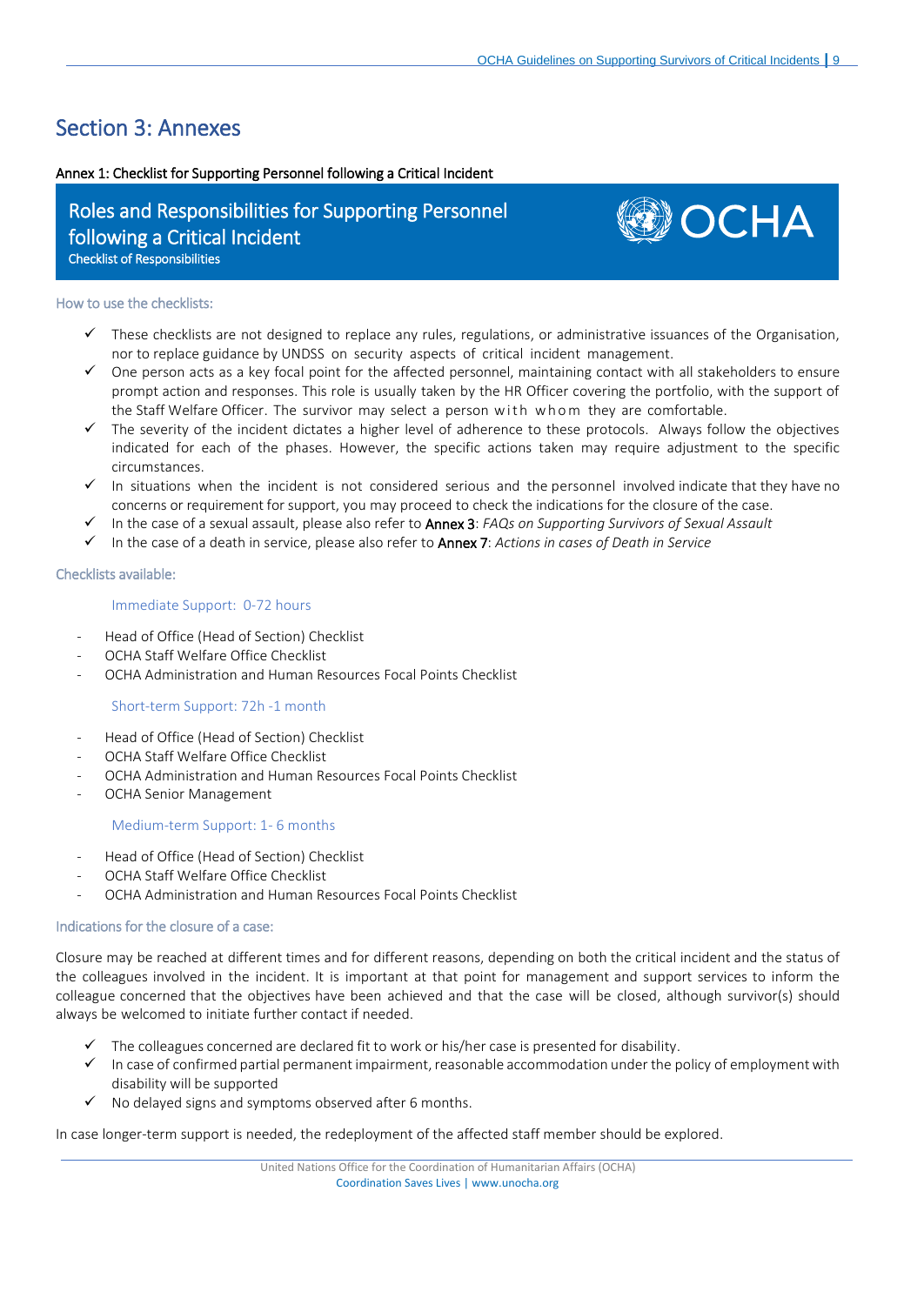# Section 3: Annexes

**Annex 1: Checklist for Supporting Personnel following a Critical Incident**

## Roles and Responsibilities for Supporting Personnel following a Critical Incident

**Checklist of Responsibilities**

### How to use the checklists:

- ✓ These checklists are not designed to replace any rules, regulations, or administrative issuances of the Organisation, nor to replace guidance by UNDSS on security aspects of critical incident management.
- ✓ One person acts as a key focal point for the affected personnel, maintaining contact with all stakeholders to ensure prompt action and responses. This role is usually taken by the HR Officer covering the portfolio, with the support of the Staff Welfare Officer. The survivor may select a person with whom they are comfortable.
- ✓ The severity of the incident dictates a higher level of adherence to these protocols. Always follow the objectives indicated for each of the phases. However, the specific actions taken may require adjustment to the specific circumstances.
- ✓ In situations when the incident is not considered serious and the personnel involved indicate that they have no concerns or requirement for support, you may proceed to check the indications for the closure of the case.
- ✓ In the case of a sexual assault, please also refer to **Annex 3**: *FAQs on Supporting Survivors of Sexual Assault*
- ✓ In the case of a death in service, please also refer to **Annex 7**: *Actions in cases of Death in Service*

### Checklists available:

#### Immediate Support: 0-72 hours

- Head of Office (Head of Section) Checklist
- OCHA Staff Welfare Office Checklist
- OCHA Administration and Human Resources Focal Points Checklist

#### Short-term Support: 72h -1 month

- Head of Office (Head of Section) Checklist
- OCHA Staff Welfare Office Checklist
- OCHA Administration and Human Resources Focal Points Checklist
- OCHA Senior Management

#### Medium-term Support: 1- 6 months

- Head of Office (Head of Section) Checklist
- OCHA Staff Welfare Office Checklist
- OCHA Administration and Human Resources Focal Points Checklist

### Indications for the closure of a case:

Closure may be reached at different times and for different reasons, depending on both the critical incident and the status of the colleagues involved in the incident. It is important at that point for management and support services to inform the colleague concerned that the objectives have been achieved and that the case will be closed, although survivor(s) should always be welcomed to initiate further contact if needed.

- ✓ The colleagues concerned are declared fit to work or his/her case is presented for disability.
- ✓ In case of confirmed partial permanent impairment, reasonable accommodation under the policy of employment with disability will be supported
- ✓ No delayed signs and symptoms observed after 6 months.

In case longer-term support is needed, the redeployment of the affected staff member should be explored.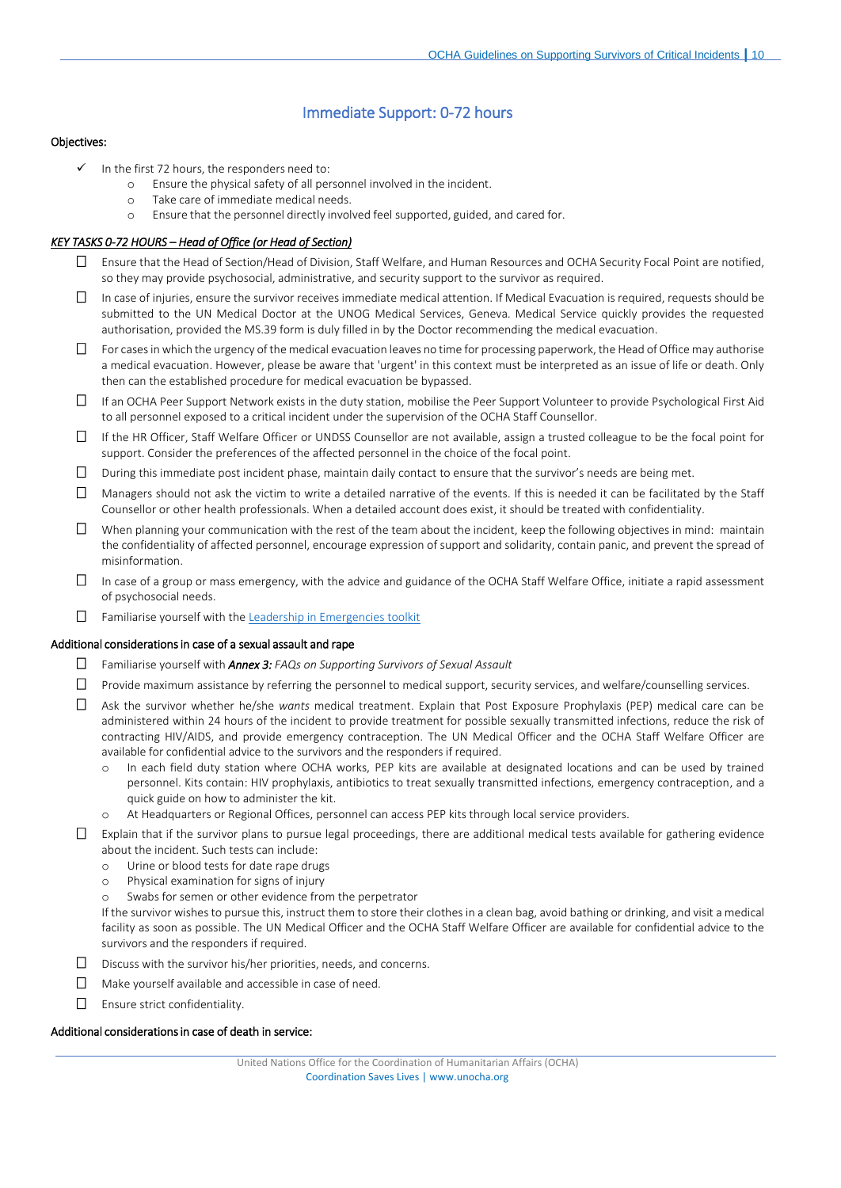## Immediate Support: 0-72 hours

**Objectives:**

- ✓ In the first 72 hours, the responders need to:
  - Ensure the physical safety of all personnel involved in the incident.
  - Take care of immediate medical needs.
  - Ensure that the personnel directly involved feel supported, guided, and cared for.

***KEY TASKS 0-72 HOURS – Head of Office (or Head of Section)***

- ☐ Ensure that the Head of Section/Head of Division, Staff Welfare, and Human Resources and OCHA Security Focal Point are notified, so they may provide psychosocial, administrative, and security support to the survivor as required.
- ☐ In case of injuries, ensure the survivor receives immediate medical attention. If Medical Evacuation is required, requests should be submitted to the UN Medical Doctor at the UNOG Medical Services, Geneva. Medical Service quickly provides the requested authorisation, provided the MS.39 form is duly filled in by the Doctor recommending the medical evacuation.
- ☐ For cases in which the urgency of the medical evacuation leaves no time for processing paperwork, the Head of Office may authorise a medical evacuation. However, please be aware that 'urgent' in this context must be interpreted as an issue of life or death. Only then can the established procedure for medical evacuation be bypassed.
- ☐ If an OCHA Peer Support Network exists in the duty station, mobilise the Peer Support Volunteer to provide Psychological First Aid to all personnel exposed to a critical incident under the supervision of the OCHA Staff Counsellor.
- ☐ If the HR Officer, Staff Welfare Officer or UNDSS Counsellor are not available, assign a trusted colleague to be the focal point for support. Consider the preferences of the affected personnel in the choice of the focal point.
- ☐ During this immediate post incident phase, maintain daily contact to ensure that the survivor's needs are being met.
- ☐ Managers should not ask the victim to write a detailed narrative of the events. If this is needed it can be facilitated by the Staff Counsellor or other health professionals. When a detailed account does exist, it should be treated with confidentiality.
- ☐ When planning your communication with the rest of the team about the incident, keep the following objectives in mind: maintain the confidentiality of affected personnel, encourage expression of support and solidarity, contain panic, and prevent the spread of misinformation.
- ☐ In case of a group or mass emergency, with the advice and guidance of the OCHA Staff Welfare Office, initiate a rapid assessment of psychosocial needs.
- ☐ Familiarise yourself with the [Leadership in Emergencies toolkit]()

**Additional considerations in case of a sexual assault and rape**

- ☐ Familiarise yourself with ***Annex 3:*** *FAQs on Supporting Survivors of Sexual Assault*
- ☐ Provide maximum assistance by referring the personnel to medical support, security services, and welfare/counselling services.
- ☐ Ask the survivor whether he/she *wants* medical treatment. Explain that Post Exposure Prophylaxis (PEP) medical care can be administered within 24 hours of the incident to provide treatment for possible sexually transmitted infections, reduce the risk of contracting HIV/AIDS, and provide emergency contraception. The UN Medical Officer and the OCHA Staff Welfare Officer are available for confidential advice to the survivors and the responders if required.
  - In each field duty station where OCHA works, PEP kits are available at designated locations and can be used by trained personnel. Kits contain: HIV prophylaxis, antibiotics to treat sexually transmitted infections, emergency contraception, and a quick guide on how to administer the kit.
  - At Headquarters or Regional Offices, personnel can access PEP kits through local service providers.
- ☐ Explain that if the survivor plans to pursue legal proceedings, there are additional medical tests available for gathering evidence about the incident. Such tests can include:
  - Urine or blood tests for date rape drugs
  - Physical examination for signs of injury
  - Swabs for semen or other evidence from the perpetrator

  If the survivor wishes to pursue this, instruct them to store their clothes in a clean bag, avoid bathing or drinking, and visit a medical facility as soon as possible. The UN Medical Officer and the OCHA Staff Welfare Officer are available for confidential advice to the survivors and the responders if required.
- ☐ Discuss with the survivor his/her priorities, needs, and concerns.
- ☐ Make yourself available and accessible in case of need.
- ☐ Ensure strict confidentiality.

**Additional considerations in case of death in service:**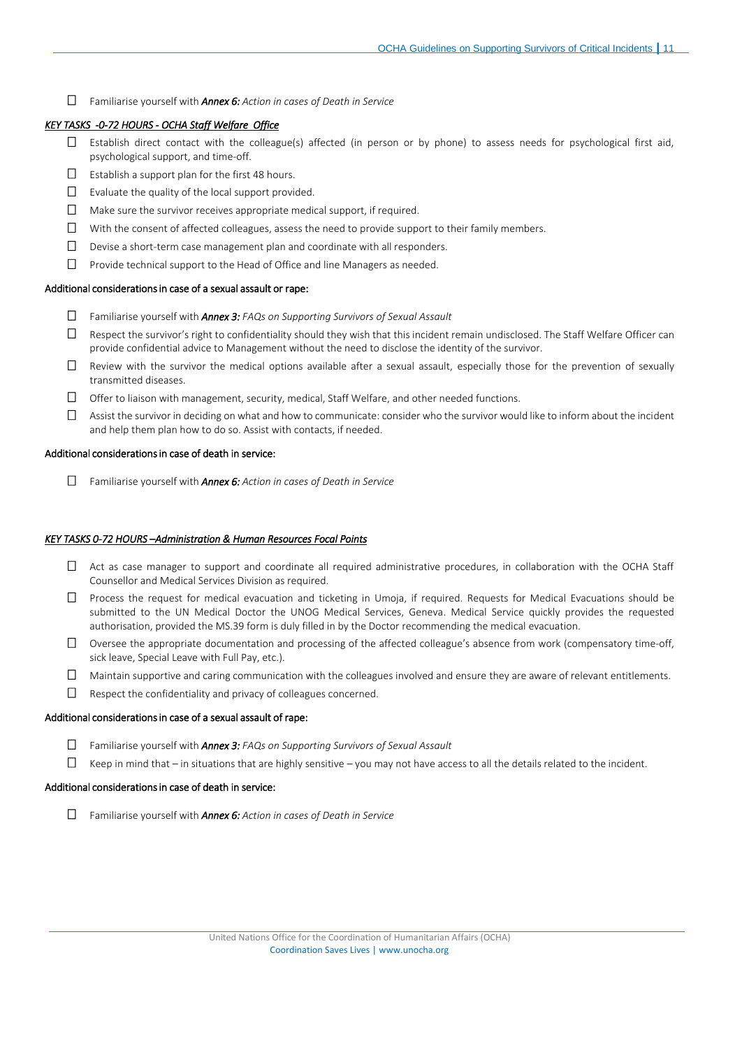- ☐ Familiarise yourself with ***Annex 6:*** *Action in cases of Death in Service*

***KEY TASKS -0-72 HOURS - OCHA Staff Welfare Office***

- ☐ Establish direct contact with the colleague(s) affected (in person or by phone) to assess needs for psychological first aid, psychological support, and time-off.
- ☐ Establish a support plan for the first 48 hours.
- ☐ Evaluate the quality of the local support provided.
- ☐ Make sure the survivor receives appropriate medical support, if required.
- ☐ With the consent of affected colleagues, assess the need to provide support to their family members.
- ☐ Devise a short-term case management plan and coordinate with all responders.
- ☐ Provide technical support to the Head of Office and line Managers as needed.

**Additional considerations in case of a sexual assault or rape:**

- ☐ Familiarise yourself with ***Annex 3:*** *FAQs on Supporting Survivors of Sexual Assault*
- ☐ Respect the survivor's right to confidentiality should they wish that this incident remain undisclosed. The Staff Welfare Officer can provide confidential advice to Management without the need to disclose the identity of the survivor.
- ☐ Review with the survivor the medical options available after a sexual assault, especially those for the prevention of sexually transmitted diseases.
- ☐ Offer to liaison with management, security, medical, Staff Welfare, and other needed functions.
- ☐ Assist the survivor in deciding on what and how to communicate: consider who the survivor would like to inform about the incident and help them plan how to do so. Assist with contacts, if needed.

**Additional considerations in case of death in service:**

- ☐ Familiarise yourself with ***Annex 6:*** *Action in cases of Death in Service*

***KEY TASKS 0-72 HOURS –Administration & Human Resources Focal Points***

- ☐ Act as case manager to support and coordinate all required administrative procedures, in collaboration with the OCHA Staff Counsellor and Medical Services Division as required.
- ☐ Process the request for medical evacuation and ticketing in Umoja, if required. Requests for Medical Evacuations should be submitted to the UN Medical Doctor the UNOG Medical Services, Geneva. Medical Service quickly provides the requested authorisation, provided the MS.39 form is duly filled in by the Doctor recommending the medical evacuation.
- ☐ Oversee the appropriate documentation and processing of the affected colleague's absence from work (compensatory time-off, sick leave, Special Leave with Full Pay, etc.).
- ☐ Maintain supportive and caring communication with the colleagues involved and ensure they are aware of relevant entitlements.
- ☐ Respect the confidentiality and privacy of colleagues concerned.

**Additional considerations in case of a sexual assault of rape:**

- ☐ Familiarise yourself with ***Annex 3:*** *FAQs on Supporting Survivors of Sexual Assault*
- ☐ Keep in mind that – in situations that are highly sensitive – you may not have access to all the details related to the incident.

**Additional considerations in case of death in service:**

- ☐ Familiarise yourself with ***Annex 6:*** *Action in cases of Death in Service*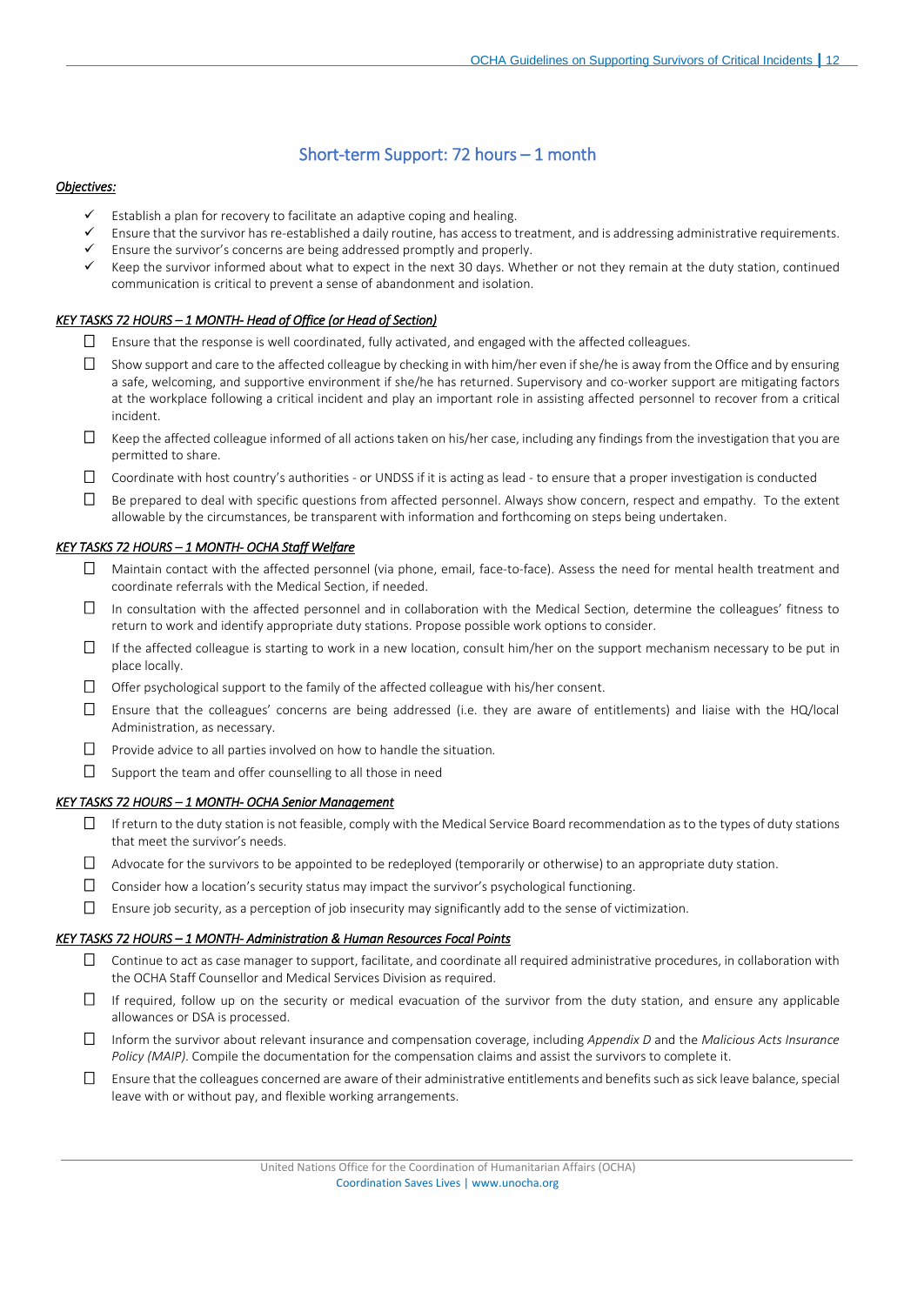## Short-term Support: 72 hours – 1 month

***Objectives:***

- ✓ Establish a plan for recovery to facilitate an adaptive coping and healing.
- ✓ Ensure that the survivor has re-established a daily routine, has access to treatment, and is addressing administrative requirements.
- ✓ Ensure the survivor's concerns are being addressed promptly and properly.
- ✓ Keep the survivor informed about what to expect in the next 30 days. Whether or not they remain at the duty station, continued communication is critical to prevent a sense of abandonment and isolation.

***KEY TASKS 72 HOURS – 1 MONTH- Head of Office (or Head of Section)***

- ☐ Ensure that the response is well coordinated, fully activated, and engaged with the affected colleagues.
- ☐ Show support and care to the affected colleague by checking in with him/her even if she/he is away from the Office and by ensuring a safe, welcoming, and supportive environment if she/he has returned. Supervisory and co-worker support are mitigating factors at the workplace following a critical incident and play an important role in assisting affected personnel to recover from a critical incident.
- ☐ Keep the affected colleague informed of all actions taken on his/her case, including any findings from the investigation that you are permitted to share.
- ☐ Coordinate with host country's authorities - or UNDSS if it is acting as lead - to ensure that a proper investigation is conducted
- ☐ Be prepared to deal with specific questions from affected personnel. Always show concern, respect and empathy. To the extent allowable by the circumstances, be transparent with information and forthcoming on steps being undertaken.

***KEY TASKS 72 HOURS – 1 MONTH- OCHA Staff Welfare***

- ☐ Maintain contact with the affected personnel (via phone, email, face-to-face). Assess the need for mental health treatment and coordinate referrals with the Medical Section, if needed.
- ☐ In consultation with the affected personnel and in collaboration with the Medical Section, determine the colleagues' fitness to return to work and identify appropriate duty stations. Propose possible work options to consider.
- ☐ If the affected colleague is starting to work in a new location, consult him/her on the support mechanism necessary to be put in place locally.
- ☐ Offer psychological support to the family of the affected colleague with his/her consent.
- ☐ Ensure that the colleagues' concerns are being addressed (i.e. they are aware of entitlements) and liaise with the HQ/local Administration, as necessary.
- ☐ Provide advice to all parties involved on how to handle the situation.
- ☐ Support the team and offer counselling to all those in need

***KEY TASKS 72 HOURS – 1 MONTH- OCHA Senior Management***

- ☐ If return to the duty station is not feasible, comply with the Medical Service Board recommendation as to the types of duty stations that meet the survivor's needs.
- ☐ Advocate for the survivors to be appointed to be redeployed (temporarily or otherwise) to an appropriate duty station.
- ☐ Consider how a location's security status may impact the survivor's psychological functioning.
- ☐ Ensure job security, as a perception of job insecurity may significantly add to the sense of victimization.

***KEY TASKS 72 HOURS – 1 MONTH- Administration & Human Resources Focal Points***

- ☐ Continue to act as case manager to support, facilitate, and coordinate all required administrative procedures, in collaboration with the OCHA Staff Counsellor and Medical Services Division as required.
- ☐ If required, follow up on the security or medical evacuation of the survivor from the duty station, and ensure any applicable allowances or DSA is processed.
- ☐ Inform the survivor about relevant insurance and compensation coverage, including *Appendix D* and the *Malicious Acts Insurance Policy (MAIP)*. Compile the documentation for the compensation claims and assist the survivors to complete it.
- ☐ Ensure that the colleagues concerned are aware of their administrative entitlements and benefits such as sick leave balance, special leave with or without pay, and flexible working arrangements.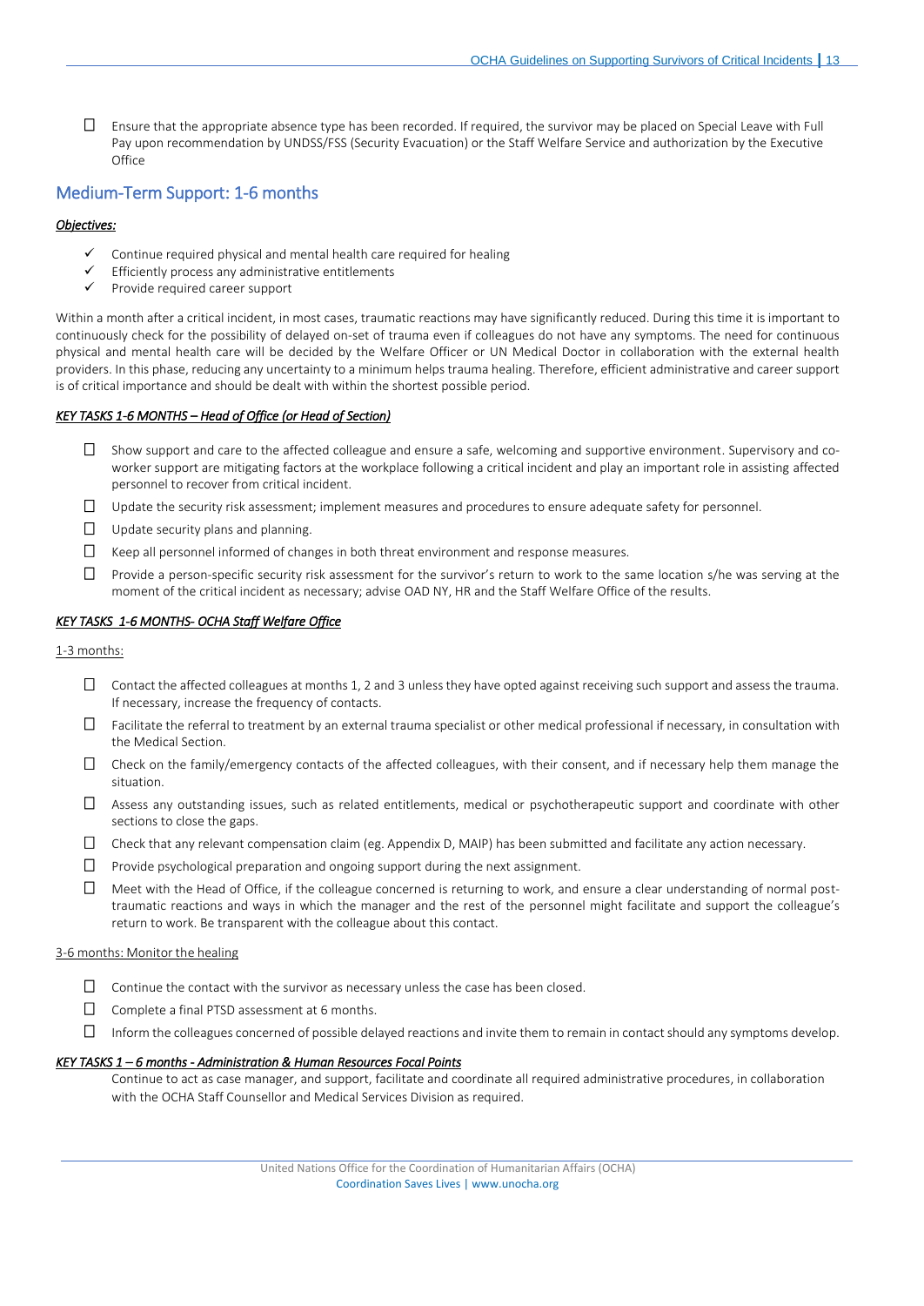- ☐ Ensure that the appropriate absence type has been recorded. If required, the survivor may be placed on Special Leave with Full Pay upon recommendation by UNDSS/FSS (Security Evacuation) or the Staff Welfare Service and authorization by the Executive Office

## Medium-Term Support: 1-6 months

***Objectives:***

- ✓ Continue required physical and mental health care required for healing
- ✓ Efficiently process any administrative entitlements
- ✓ Provide required career support

Within a month after a critical incident, in most cases, traumatic reactions may have significantly reduced. During this time it is important to continuously check for the possibility of delayed on-set of trauma even if colleagues do not have any symptoms. The need for continuous physical and mental health care will be decided by the Welfare Officer or UN Medical Doctor in collaboration with the external health providers. In this phase, reducing any uncertainty to a minimum helps trauma healing. Therefore, efficient administrative and career support is of critical importance and should be dealt with within the shortest possible period.

***KEY TASKS 1-6 MONTHS – Head of Office (or Head of Section)***

- ☐ Show support and care to the affected colleague and ensure a safe, welcoming and supportive environment. Supervisory and co-worker support are mitigating factors at the workplace following a critical incident and play an important role in assisting affected personnel to recover from critical incident.
- ☐ Update the security risk assessment; implement measures and procedures to ensure adequate safety for personnel.
- ☐ Update security plans and planning.
- ☐ Keep all personnel informed of changes in both threat environment and response measures.
- ☐ Provide a person-specific security risk assessment for the survivor's return to work to the same location s/he was serving at the moment of the critical incident as necessary; advise OAD NY, HR and the Staff Welfare Office of the results.

***KEY TASKS 1-6 MONTHS- OCHA Staff Welfare Office***

1-3 months:

- ☐ Contact the affected colleagues at months 1, 2 and 3 unless they have opted against receiving such support and assess the trauma. If necessary, increase the frequency of contacts.
- ☐ Facilitate the referral to treatment by an external trauma specialist or other medical professional if necessary, in consultation with the Medical Section.
- ☐ Check on the family/emergency contacts of the affected colleagues, with their consent, and if necessary help them manage the situation.
- ☐ Assess any outstanding issues, such as related entitlements, medical or psychotherapeutic support and coordinate with other sections to close the gaps.
- ☐ Check that any relevant compensation claim (eg. Appendix D, MAIP) has been submitted and facilitate any action necessary.
- ☐ Provide psychological preparation and ongoing support during the next assignment.
- ☐ Meet with the Head of Office, if the colleague concerned is returning to work, and ensure a clear understanding of normal post-traumatic reactions and ways in which the manager and the rest of the personnel might facilitate and support the colleague's return to work. Be transparent with the colleague about this contact.

3-6 months: Monitor the healing

- ☐ Continue the contact with the survivor as necessary unless the case has been closed.
- ☐ Complete a final PTSD assessment at 6 months.
- ☐ Inform the colleagues concerned of possible delayed reactions and invite them to remain in contact should any symptoms develop.

***KEY TASKS 1 – 6 months - Administration & Human Resources Focal Points***

Continue to act as case manager, and support, facilitate and coordinate all required administrative procedures, in collaboration with the OCHA Staff Counsellor and Medical Services Division as required.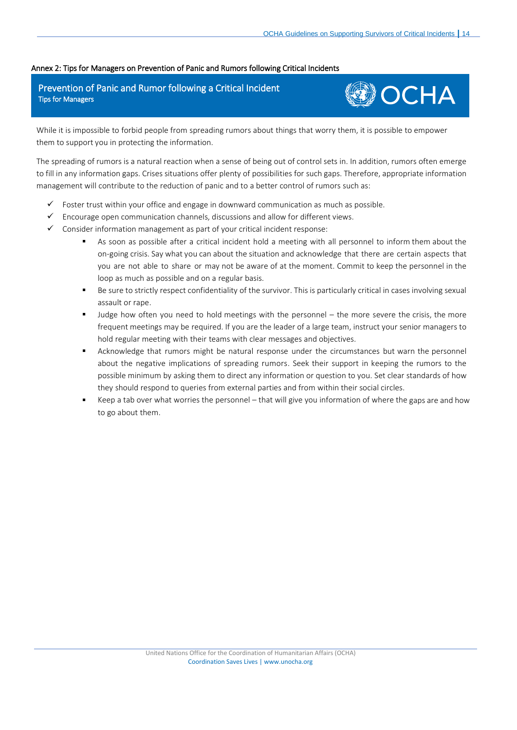## Annex 2: Tips for Managers on Prevention of Panic and Rumors following Critical Incidents

### Prevention of Panic and Rumor following a Critical Incident

**Tips for Managers**

While it is impossible to forbid people from spreading rumors about things that worry them, it is possible to empower them to support you in protecting the information.

The spreading of rumors is a natural reaction when a sense of being out of control sets in. In addition, rumors often emerge to fill in any information gaps. Crises situations offer plenty of possibilities for such gaps. Therefore, appropriate information management will contribute to the reduction of panic and to a better control of rumors such as:

- ✓ Foster trust within your office and engage in downward communication as much as possible.
- ✓ Encourage open communication channels, discussions and allow for different views.
- ✓ Consider information management as part of your critical incident response:
  - As soon as possible after a critical incident hold a meeting with all personnel to inform them about the on-going crisis. Say what you can about the situation and acknowledge that there are certain aspects that you are not able to share or may not be aware of at the moment. Commit to keep the personnel in the loop as much as possible and on a regular basis.
  - Be sure to strictly respect confidentiality of the survivor. This is particularly critical in cases involving sexual assault or rape.
  - Judge how often you need to hold meetings with the personnel – the more severe the crisis, the more frequent meetings may be required. If you are the leader of a large team, instruct your senior managers to hold regular meeting with their teams with clear messages and objectives.
  - Acknowledge that rumors might be natural response under the circumstances but warn the personnel about the negative implications of spreading rumors. Seek their support in keeping the rumors to the possible minimum by asking them to direct any information or question to you. Set clear standards of how they should respond to queries from external parties and from within their social circles.
  - Keep a tab over what worries the personnel – that will give you information of where the gaps are and how to go about them.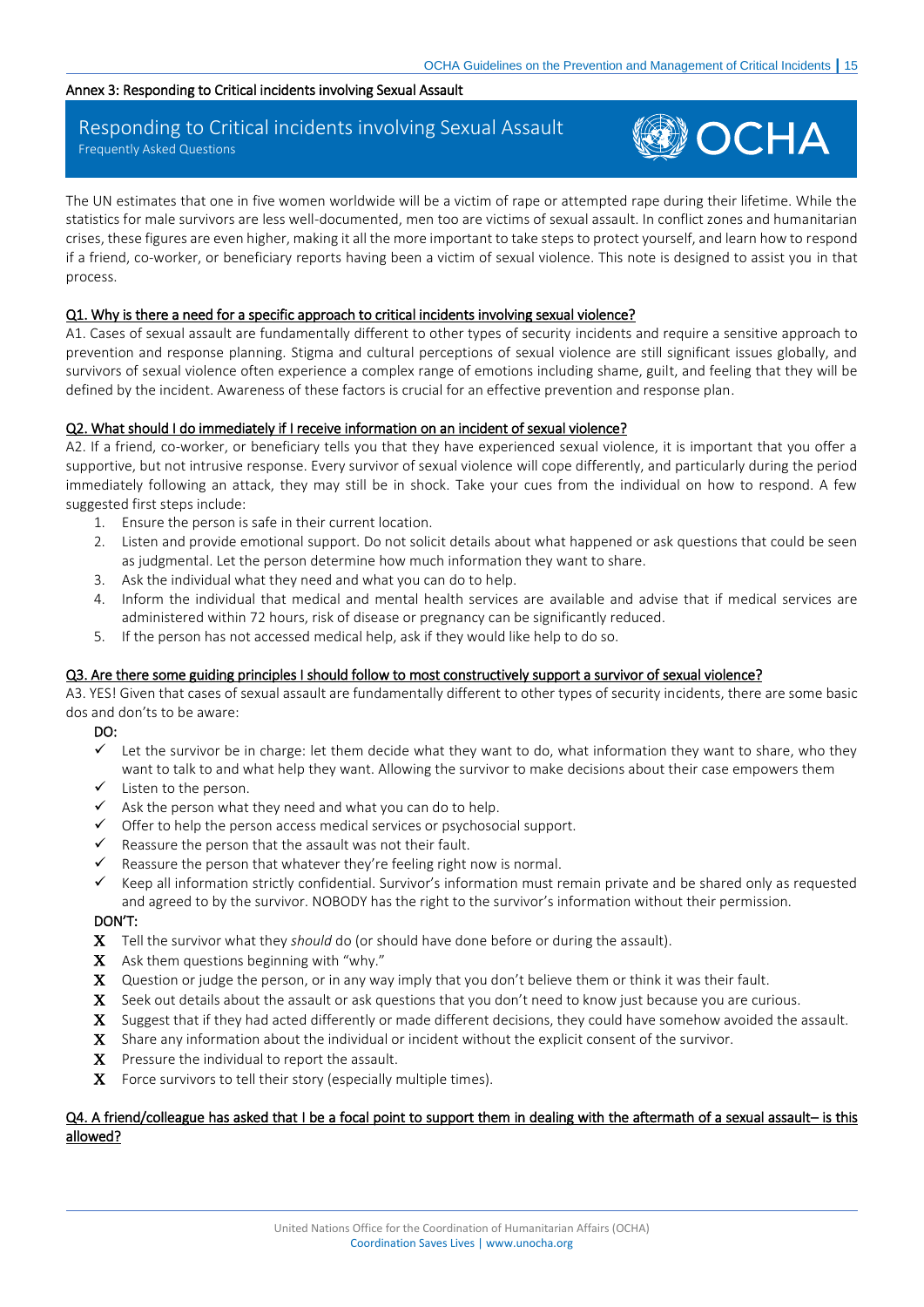Annex 3: Responding to Critical incidents involving Sexual Assault

## Responding to Critical incidents involving Sexual Assault

Frequently Asked Questions

OCHA

The UN estimates that one in five women worldwide will be a victim of rape or attempted rape during their lifetime. While the statistics for male survivors are less well-documented, men too are victims of sexual assault. In conflict zones and humanitarian crises, these figures are even higher, making it all the more important to take steps to protect yourself, and learn how to respond if a friend, co-worker, or beneficiary reports having been a victim of sexual violence. This note is designed to assist you in that process.

### Q1. Why is there a need for a specific approach to critical incidents involving sexual violence?

A1. Cases of sexual assault are fundamentally different to other types of security incidents and require a sensitive approach to prevention and response planning. Stigma and cultural perceptions of sexual violence are still significant issues globally, and survivors of sexual violence often experience a complex range of emotions including shame, guilt, and feeling that they will be defined by the incident. Awareness of these factors is crucial for an effective prevention and response plan.

### Q2. What should I do immediately if I receive information on an incident of sexual violence?

A2. If a friend, co-worker, or beneficiary tells you that they have experienced sexual violence, it is important that you offer a supportive, but not intrusive response. Every survivor of sexual violence will cope differently, and particularly during the period immediately following an attack, they may still be in shock. Take your cues from the individual on how to respond. A few suggested first steps include:

1. Ensure the person is safe in their current location.
2. Listen and provide emotional support. Do not solicit details about what happened or ask questions that could be seen as judgmental. Let the person determine how much information they want to share.
3. Ask the individual what they need and what you can do to help.
4. Inform the individual that medical and mental health services are available and advise that if medical services are administered within 72 hours, risk of disease or pregnancy can be significantly reduced.
5. If the person has not accessed medical help, ask if they would like help to do so.

### Q3. Are there some guiding principles I should follow to most constructively support a survivor of sexual violence?

A3. YES! Given that cases of sexual assault are fundamentally different to other types of security incidents, there are some basic dos and don'ts to be aware:

**DO:**

- ✓ Let the survivor be in charge: let them decide what they want to do, what information they want to share, who they want to talk to and what help they want. Allowing the survivor to make decisions about their case empowers them
- ✓ Listen to the person.
- ✓ Ask the person what they need and what you can do to help.
- ✓ Offer to help the person access medical services or psychosocial support.
- ✓ Reassure the person that the assault was not their fault.
- ✓ Reassure the person that whatever they're feeling right now is normal.
- ✓ Keep all information strictly confidential. Survivor's information must remain private and be shared only as requested and agreed to by the survivor. NOBODY has the right to the survivor's information without their permission.

**DON'T:**

- X Tell the survivor what they *should* do (or should have done before or during the assault).
- X Ask them questions beginning with "why."
- X Question or judge the person, or in any way imply that you don't believe them or think it was their fault.
- X Seek out details about the assault or ask questions that you don't need to know just because you are curious.
- X Suggest that if they had acted differently or made different decisions, they could have somehow avoided the assault.
- X Share any information about the individual or incident without the explicit consent of the survivor.
- X Pressure the individual to report the assault.
- X Force survivors to tell their story (especially multiple times).

### Q4. A friend/colleague has asked that I be a focal point to support them in dealing with the aftermath of a sexual assault– is this allowed?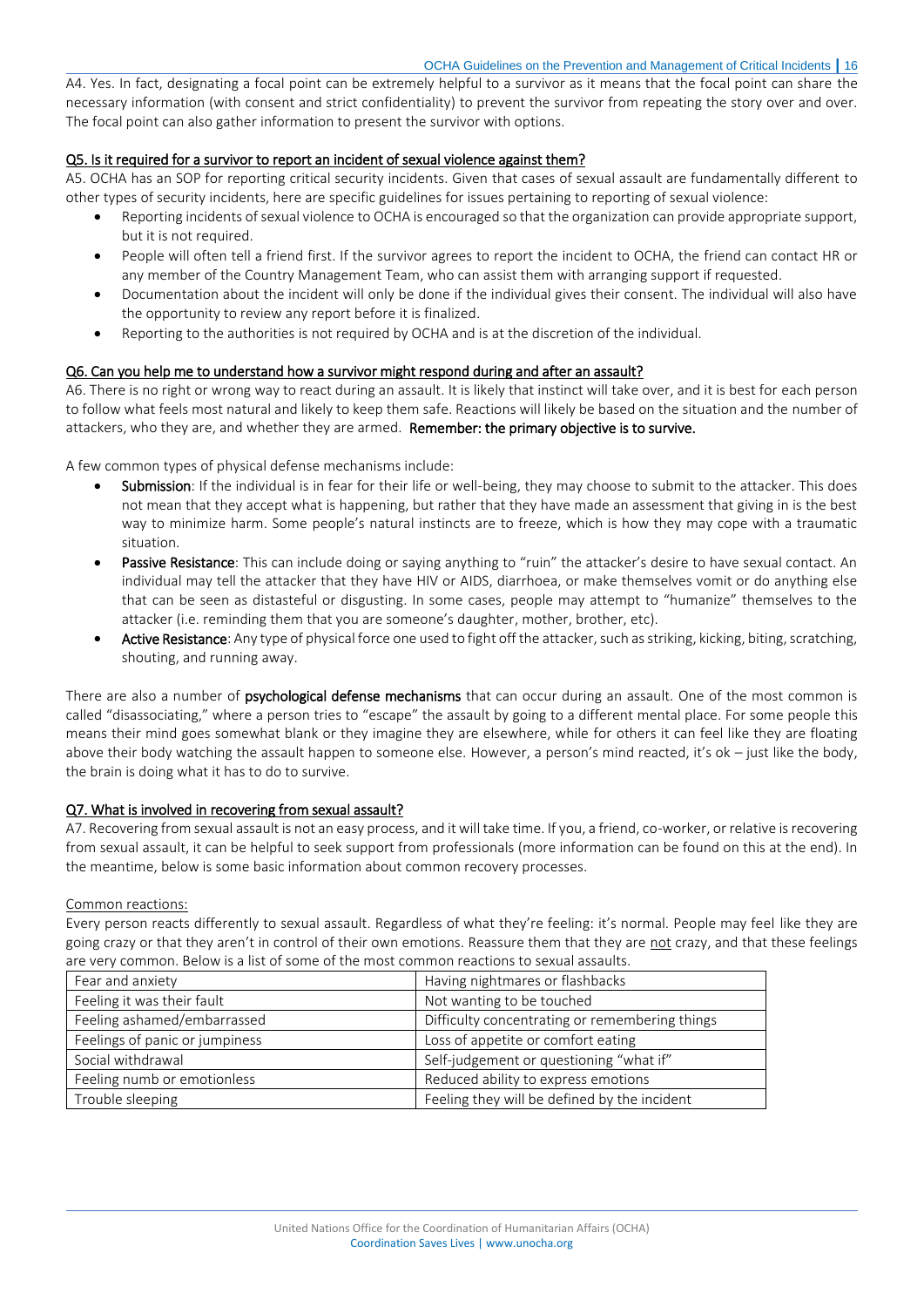A4. Yes. In fact, designating a focal point can be extremely helpful to a survivor as it means that the focal point can share the necessary information (with consent and strict confidentiality) to prevent the survivor from repeating the story over and over. The focal point can also gather information to present the survivor with options.

### Q5. Is it required for a survivor to report an incident of sexual violence against them?

A5. OCHA has an SOP for reporting critical security incidents. Given that cases of sexual assault are fundamentally different to other types of security incidents, here are specific guidelines for issues pertaining to reporting of sexual violence:

- Reporting incidents of sexual violence to OCHA is encouraged so that the organization can provide appropriate support, but it is not required.
- People will often tell a friend first. If the survivor agrees to report the incident to OCHA, the friend can contact HR or any member of the Country Management Team, who can assist them with arranging support if requested.
- Documentation about the incident will only be done if the individual gives their consent. The individual will also have the opportunity to review any report before it is finalized.
- Reporting to the authorities is not required by OCHA and is at the discretion of the individual.

### Q6. Can you help me to understand how a survivor might respond during and after an assault?

A6. There is no right or wrong way to react during an assault. It is likely that instinct will take over, and it is best for each person to follow what feels most natural and likely to keep them safe. Reactions will likely be based on the situation and the number of attackers, who they are, and whether they are armed. **Remember: the primary objective is to survive.**

A few common types of physical defense mechanisms include:

- **Submission**: If the individual is in fear for their life or well-being, they may choose to submit to the attacker. This does not mean that they accept what is happening, but rather that they have made an assessment that giving in is the best way to minimize harm. Some people's natural instincts are to freeze, which is how they may cope with a traumatic situation.
- **Passive Resistance**: This can include doing or saying anything to "ruin" the attacker's desire to have sexual contact. An individual may tell the attacker that they have HIV or AIDS, diarrhoea, or make themselves vomit or do anything else that can be seen as distasteful or disgusting. In some cases, people may attempt to "humanize" themselves to the attacker (i.e. reminding them that you are someone's daughter, mother, brother, etc).
- **Active Resistance**: Any type of physical force one used to fight off the attacker, such as striking, kicking, biting, scratching, shouting, and running away.

There are also a number of **psychological defense mechanisms** that can occur during an assault. One of the most common is called "disassociating," where a person tries to "escape" the assault by going to a different mental place. For some people this means their mind goes somewhat blank or they imagine they are elsewhere, while for others it can feel like they are floating above their body watching the assault happen to someone else. However, a person's mind reacted, it's ok – just like the body, the brain is doing what it has to do to survive.

### Q7. What is involved in recovering from sexual assault?

A7. Recovering from sexual assault is not an easy process, and it will take time. If you, a friend, co-worker, or relative is recovering from sexual assault, it can be helpful to seek support from professionals (more information can be found on this at the end). In the meantime, below is some basic information about common recovery processes.

Common reactions:

Every person reacts differently to sexual assault. Regardless of what they're feeling: it's normal. People may feel like they are going crazy or that they aren't in control of their own emotions. Reassure them that they are not crazy, and that these feelings are very common. Below is a list of some of the most common reactions to sexual assaults.

| | |
|---|---|
| Fear and anxiety | Having nightmares or flashbacks |
| Feeling it was their fault | Not wanting to be touched |
| Feeling ashamed/embarrassed | Difficulty concentrating or remembering things |
| Feelings of panic or jumpiness | Loss of appetite or comfort eating |
| Social withdrawal | Self-judgement or questioning "what if" |
| Feeling numb or emotionless | Reduced ability to express emotions |
| Trouble sleeping | Feeling they will be defined by the incident |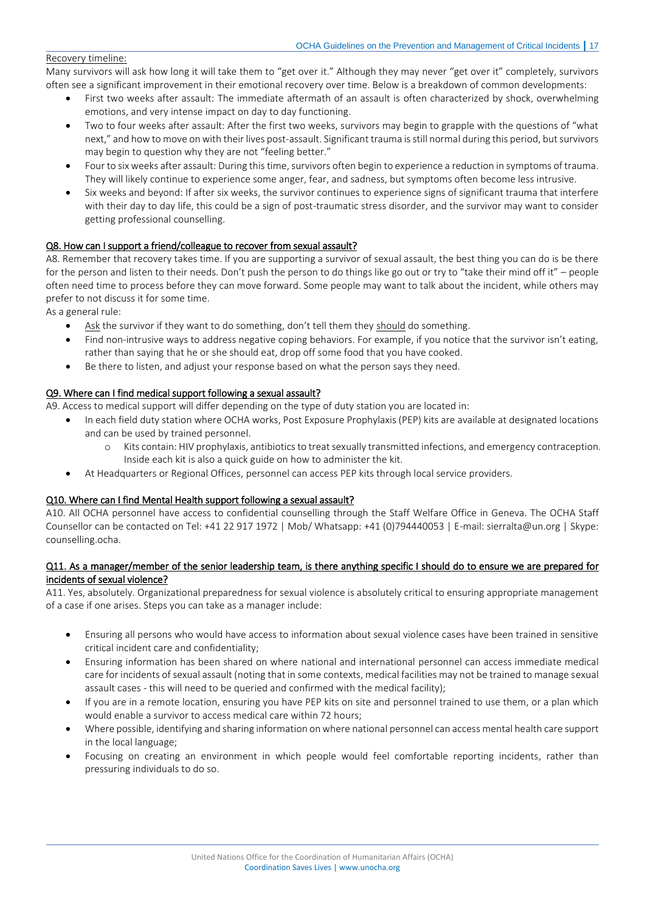Recovery timeline:

Many survivors will ask how long it will take them to "get over it." Although they may never "get over it" completely, survivors often see a significant improvement in their emotional recovery over time. Below is a breakdown of common developments:

- First two weeks after assault: The immediate aftermath of an assault is often characterized by shock, overwhelming emotions, and very intense impact on day to day functioning.
- Two to four weeks after assault: After the first two weeks, survivors may begin to grapple with the questions of "what next," and how to move on with their lives post-assault. Significant trauma is still normal during this period, but survivors may begin to question why they are not "feeling better."
- Four to six weeks after assault: During this time, survivors often begin to experience a reduction in symptoms of trauma. They will likely continue to experience some anger, fear, and sadness, but symptoms often become less intrusive.
- Six weeks and beyond: If after six weeks, the survivor continues to experience signs of significant trauma that interfere with their day to day life, this could be a sign of post-traumatic stress disorder, and the survivor may want to consider getting professional counselling.

## Q8. How can I support a friend/colleague to recover from sexual assault?

A8. Remember that recovery takes time. If you are supporting a survivor of sexual assault, the best thing you can do is be there for the person and listen to their needs. Don't push the person to do things like go out or try to "take their mind off it" – people often need time to process before they can move forward. Some people may want to talk about the incident, while others may prefer to not discuss it for some time.

As a general rule:

- Ask the survivor if they want to do something, don't tell them they should do something.
- Find non-intrusive ways to address negative coping behaviors. For example, if you notice that the survivor isn't eating, rather than saying that he or she should eat, drop off some food that you have cooked.
- Be there to listen, and adjust your response based on what the person says they need.

## Q9. Where can I find medical support following a sexual assault?

A9. Access to medical support will differ depending on the type of duty station you are located in:

- In each field duty station where OCHA works, Post Exposure Prophylaxis (PEP) kits are available at designated locations and can be used by trained personnel.
  - Kits contain: HIV prophylaxis, antibiotics to treat sexually transmitted infections, and emergency contraception. Inside each kit is also a quick guide on how to administer the kit.
- At Headquarters or Regional Offices, personnel can access PEP kits through local service providers.

## Q10. Where can I find Mental Health support following a sexual assault?

A10. All OCHA personnel have access to confidential counselling through the Staff Welfare Office in Geneva. The OCHA Staff Counsellor can be contacted on Tel: +41 22 917 1972 | Mob/ Whatsapp: +41 (0)794440053 | E-mail: sierralta@un.org | Skype: counselling.ocha.

## Q11. As a manager/member of the senior leadership team, is there anything specific I should do to ensure we are prepared for incidents of sexual violence?

A11. Yes, absolutely. Organizational preparedness for sexual violence is absolutely critical to ensuring appropriate management of a case if one arises. Steps you can take as a manager include:

- Ensuring all persons who would have access to information about sexual violence cases have been trained in sensitive critical incident care and confidentiality;
- Ensuring information has been shared on where national and international personnel can access immediate medical care for incidents of sexual assault (noting that in some contexts, medical facilities may not be trained to manage sexual assault cases - this will need to be queried and confirmed with the medical facility);
- If you are in a remote location, ensuring you have PEP kits on site and personnel trained to use them, or a plan which would enable a survivor to access medical care within 72 hours;
- Where possible, identifying and sharing information on where national personnel can access mental health care support in the local language;
- Focusing on creating an environment in which people would feel comfortable reporting incidents, rather than pressuring individuals to do so.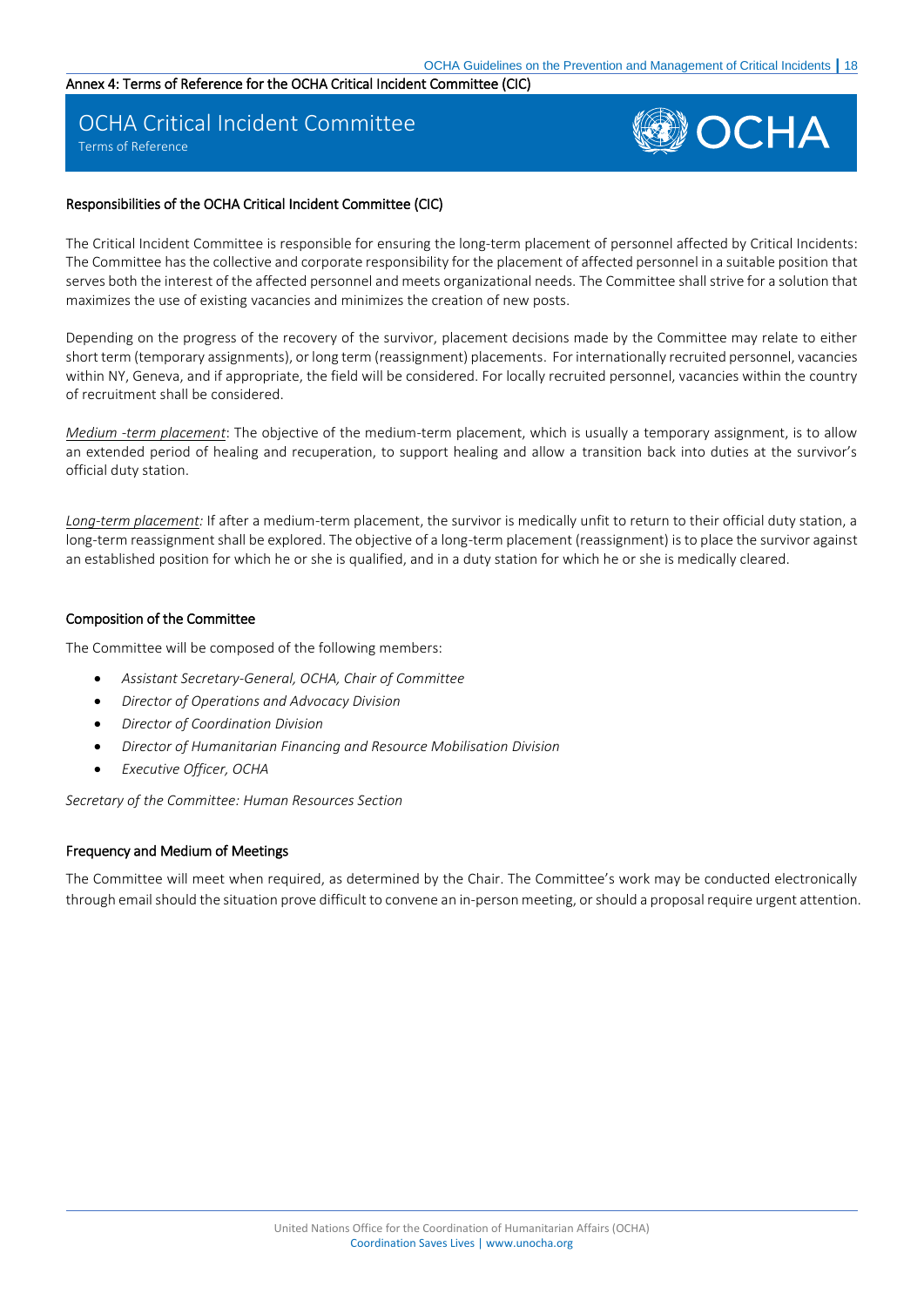Annex 4: Terms of Reference for the OCHA Critical Incident Committee (CIC)

# OCHA Critical Incident Committee

Terms of Reference

OCHA

### Responsibilities of the OCHA Critical Incident Committee (CIC)

The Critical Incident Committee is responsible for ensuring the long-term placement of personnel affected by Critical Incidents: The Committee has the collective and corporate responsibility for the placement of affected personnel in a suitable position that serves both the interest of the affected personnel and meets organizational needs. The Committee shall strive for a solution that maximizes the use of existing vacancies and minimizes the creation of new posts.

Depending on the progress of the recovery of the survivor, placement decisions made by the Committee may relate to either short term (temporary assignments), or long term (reassignment) placements. For internationally recruited personnel, vacancies within NY, Geneva, and if appropriate, the field will be considered. For locally recruited personnel, vacancies within the country of recruitment shall be considered.

*Medium -term placement*: The objective of the medium-term placement, which is usually a temporary assignment, is to allow an extended period of healing and recuperation, to support healing and allow a transition back into duties at the survivor's official duty station.

*Long-term placement:* If after a medium-term placement, the survivor is medically unfit to return to their official duty station, a long-term reassignment shall be explored. The objective of a long-term placement (reassignment) is to place the survivor against an established position for which he or she is qualified, and in a duty station for which he or she is medically cleared.

### Composition of the Committee

The Committee will be composed of the following members:

- *Assistant Secretary-General, OCHA, Chair of Committee*
- *Director of Operations and Advocacy Division*
- *Director of Coordination Division*
- *Director of Humanitarian Financing and Resource Mobilisation Division*
- *Executive Officer, OCHA*

*Secretary of the Committee: Human Resources Section*

### Frequency and Medium of Meetings

The Committee will meet when required, as determined by the Chair. The Committee's work may be conducted electronically through email should the situation prove difficult to convene an in-person meeting, or should a proposal require urgent attention.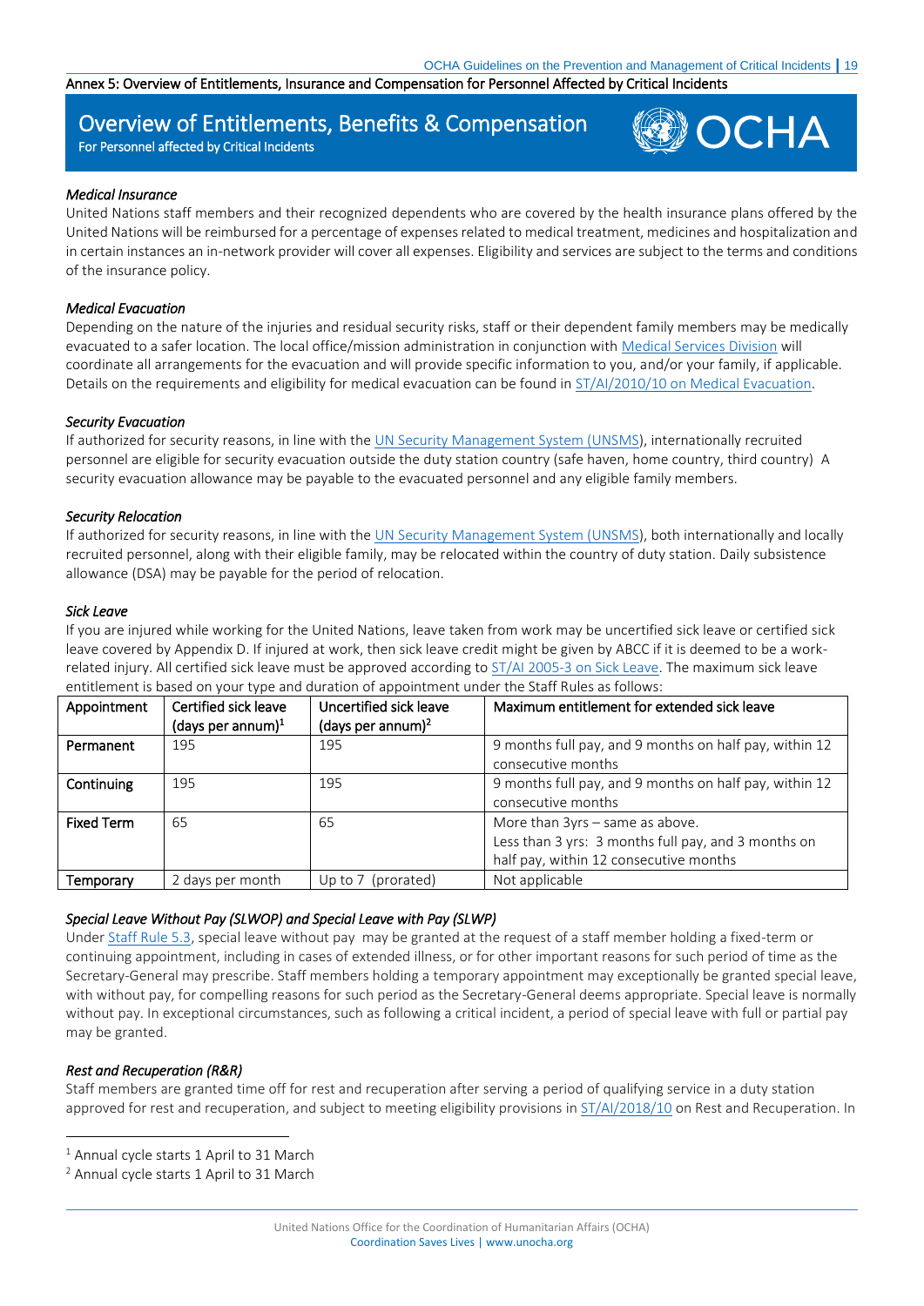Annex 5: Overview of Entitlements, Insurance and Compensation for Personnel Affected by Critical Incidents

# Overview of Entitlements, Benefits & Compensation

For Personnel affected by Critical Incidents

OCHA

### *Medical Insurance*

United Nations staff members and their recognized dependents who are covered by the health insurance plans offered by the United Nations will be reimbursed for a percentage of expenses related to medical treatment, medicines and hospitalization and in certain instances an in-network provider will cover all expenses. Eligibility and services are subject to the terms and conditions of the insurance policy.

### *Medical Evacuation*

Depending on the nature of the injuries and residual security risks, staff or their dependent family members may be medically evacuated to a safer location. The local office/mission administration in conjunction with Medical Services Division will coordinate all arrangements for the evacuation and will provide specific information to you, and/or your family, if applicable. Details on the requirements and eligibility for medical evacuation can be found in ST/AI/2010/10 on Medical Evacuation.

### *Security Evacuation*

If authorized for security reasons, in line with the UN Security Management System (UNSMS), internationally recruited personnel are eligible for security evacuation outside the duty station country (safe haven, home country, third country) A security evacuation allowance may be payable to the evacuated personnel and any eligible family members.

### *Security Relocation*

If authorized for security reasons, in line with the UN Security Management System (UNSMS), both internationally and locally recruited personnel, along with their eligible family, may be relocated within the country of duty station. Daily subsistence allowance (DSA) may be payable for the period of relocation.

### *Sick Leave*

If you are injured while working for the United Nations, leave taken from work may be uncertified sick leave or certified sick leave covered by Appendix D. If injured at work, then sick leave credit might be given by ABCC if it is deemed to be a work-related injury. All certified sick leave must be approved according to ST/AI 2005-3 on Sick Leave. The maximum sick leave entitlement is based on your type and duration of appointment under the Staff Rules as follows:

| Appointment | Certified sick leave (days per annum)[1] | Uncertified sick leave (days per annum)[2] | Maximum entitlement for extended sick leave |
|---|---|---|---|
| **Permanent** | 195 | 195 | 9 months full pay, and 9 months on half pay, within 12 consecutive months |
| **Continuing** | 195 | 195 | 9 months full pay, and 9 months on half pay, within 12 consecutive months |
| **Fixed Term** | 65 | 65 | More than 3yrs – same as above.<br>Less than 3 yrs: 3 months full pay, and 3 months on half pay, within 12 consecutive months |
| **Temporary** | 2 days per month | Up to 7 (prorated) | Not applicable |

### *Special Leave Without Pay (SLWOP) and Special Leave with Pay (SLWP)*

Under Staff Rule 5.3, special leave without pay may be granted at the request of a staff member holding a fixed-term or continuing appointment, including in cases of extended illness, or for other important reasons for such period of time as the Secretary-General may prescribe. Staff members holding a temporary appointment may exceptionally be granted special leave, with without pay, for compelling reasons for such period as the Secretary-General deems appropriate. Special leave is normally without pay. In exceptional circumstances, such as following a critical incident, a period of special leave with full or partial pay may be granted.

### *Rest and Recuperation (R&R)*

Staff members are granted time off for rest and recuperation after serving a period of qualifying service in a duty station approved for rest and recuperation, and subject to meeting eligibility provisions in ST/AI/2018/10 on Rest and Recuperation. In

[1] Annual cycle starts 1 April to 31 March

[2] Annual cycle starts 1 April to 31 March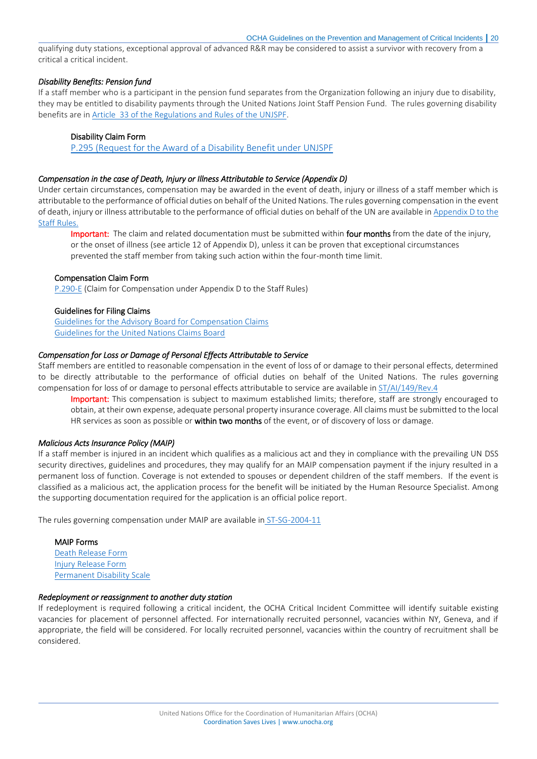qualifying duty stations, exceptional approval of advanced R&R may be considered to assist a survivor with recovery from a critical a critical incident.

### *Disability Benefits: Pension fund*

If a staff member who is a participant in the pension fund separates from the Organization following an injury due to disability, they may be entitled to disability payments through the United Nations Joint Staff Pension Fund. The rules governing disability benefits are in Article 33 of the Regulations and Rules of the UNJSPF.

**Disability Claim Form**
P.295 (Request for the Award of a Disability Benefit under UNJSPF

### *Compensation in the case of Death, Injury or Illness Attributable to Service (Appendix D)*

Under certain circumstances, compensation may be awarded in the event of death, injury or illness of a staff member which is attributable to the performance of official duties on behalf of the United Nations. The rules governing compensation in the event of death, injury or illness attributable to the performance of official duties on behalf of the UN are available in Appendix D to the Staff Rules.

> **Important:** The claim and related documentation must be submitted within **four months** from the date of the injury, or the onset of illness (see article 12 of Appendix D), unless it can be proven that exceptional circumstances prevented the staff member from taking such action within the four-month time limit.

**Compensation Claim Form**
P.290-E (Claim for Compensation under Appendix D to the Staff Rules)

**Guidelines for Filing Claims**
Guidelines for the Advisory Board for Compensation Claims
Guidelines for the United Nations Claims Board

### *Compensation for Loss or Damage of Personal Effects Attributable to Service*

Staff members are entitled to reasonable compensation in the event of loss of or damage to their personal effects, determined to be directly attributable to the performance of official duties on behalf of the United Nations. The rules governing compensation for loss of or damage to personal effects attributable to service are available in ST/AI/149/Rev.4

> **Important:** This compensation is subject to maximum established limits; therefore, staff are strongly encouraged to obtain, at their own expense, adequate personal property insurance coverage. All claims must be submitted to the local HR services as soon as possible or **within two months** of the event, or of discovery of loss or damage.

### *Malicious Acts Insurance Policy (MAIP)*

If a staff member is injured in an incident which qualifies as a malicious act and they in compliance with the prevailing UN DSS security directives, guidelines and procedures, they may qualify for an MAIP compensation payment if the injury resulted in a permanent loss of function. Coverage is not extended to spouses or dependent children of the staff members. If the event is classified as a malicious act, the application process for the benefit will be initiated by the Human Resource Specialist. Among the supporting documentation required for the application is an official police report.

The rules governing compensation under MAIP are available in ST-SG-2004-11

**MAIP Forms**
Death Release Form
Injury Release Form
Permanent Disability Scale

### *Redeployment or reassignment to another duty station*

If redeployment is required following a critical incident, the OCHA Critical Incident Committee will identify suitable existing vacancies for placement of personnel affected. For internationally recruited personnel, vacancies within NY, Geneva, and if appropriate, the field will be considered. For locally recruited personnel, vacancies within the country of recruitment shall be considered.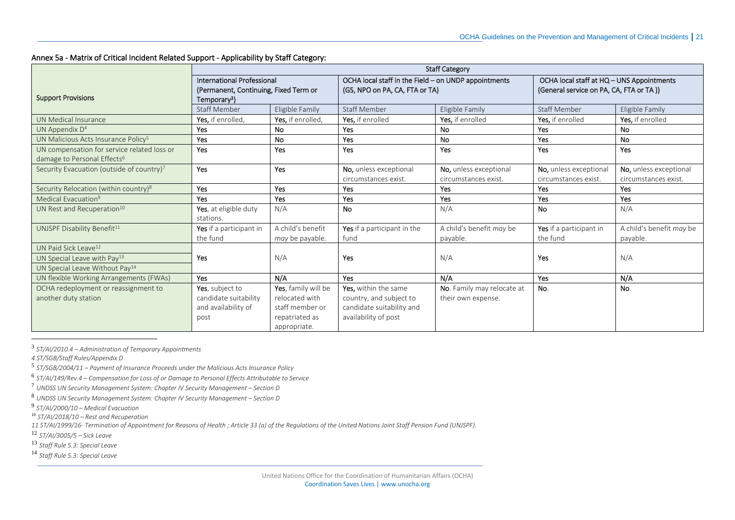## Annex 5a - Matrix of Critical Incident Related Support - Applicability by Staff Category:

| Support Provisions | Staff Category | | | | | |
|---|---|---|---|---|---|---|
| | International Professional (Permanent, Continuing, Fixed Term or Temporary[3]) | | OCHA local staff in the Field – on UNDP appointments (GS, NPO on PA, CA, FTA or TA) | | OCHA local staff at HQ – UNS Appointments (General service on PA, CA, FTA or TA )) | |
| | Staff Member | Eligible Family | Staff Member | Eligible Family | Staff Member | Eligible Family |
| UN Medical Insurance | **Yes,** if enrolled, | **Yes,** if enrolled, | **Yes,** if enrolled | **Yes,** if enrolled | **Yes,** if enrolled | **Yes,** if enrolled |
| UN Appendix D[4] | **Yes** | **No** | **Yes** | **No** | **Yes** | **No** |
| UN Malicious Acts Insurance Policy[5] | **Yes** | **No** | **Yes** | **No** | **Yes** | **No** |
| UN compensation for service related loss or damage to Personal Effects[6] | **Yes** | **Yes** | **Yes** | **Yes** | **Yes** | **Yes** |
| Security Evacuation (outside of country)[7] | **Yes** | **Yes** | **No,** unless exceptional circumstances exist. | **No,** unless exceptional circumstances exist. | **No,** unless exceptional circumstances exist. | **No,** unless exceptional circumstances exist. |
| Security Relocation (within country)[8] | **Yes** | **Yes** | **Yes** | **Yes** | **Yes** | **Yes** |
| Medical Evacuation[9] | **Yes** | **Yes** | **Yes** | **Yes** | **Yes** | **Yes** |
| UN Rest and Recuperation[10] | **Yes**, at eligible duty stations. | N/A | **No** | N/A | **No** | N/A |
| UNJSPF Disability Benefit[11] | **Yes** if a participant in the fund | A child's benefit *may* be payable. | **Yes** if a participant in the fund | A child's benefit *may* be payable. | **Yes** if a participant in the fund | A child's benefit *may* be payable. |
| UN Paid Sick Leave[12]<br>UN Special Leave with Pay[13]<br>UN Special Leave Without Pay[14] | **Yes** | N/A | **Yes** | N/A | **Yes** | N/A |
| UN flexible Working Arrangements (FWAs) | **Yes** | **N/A** | **Yes** | **N/A** | **Yes** | **N/A** |
| OCHA redeployment or reassignment to another duty station | **Yes**, subject to candidate suitability and availability of post | **Yes**, family will be relocated with staff member or repatriated as appropriate. | **Yes,** within the same country, and subject to candidate suitability and availability of post | **No**. Family may relocate at their own expense. | **No**. | **No**. |

[3] *ST/AI/2010.4 – Administration of Temporary Appointments*

[4] *ST/SGB/Staff Rules/Appendix D*

[5] *ST/SGB/2004/11 – Payment of Insurance Proceeds under the Malicious Acts Insurance Policy*

[6] *ST/AI/149/Rev.4 – Compensation for Loss of or Damage to Personal Effects Attributable to Service*

[7] *UNDSS UN Security Management System: Chapter IV Security Management – Section D*

[8] *UNDSS UN Security Management System: Chapter IV Security Management – Section D*

[9] *ST/AI/2000/10 – Medical Evacuation*

[10] *ST/AI/2018/10 – Rest and Recuperation*

[11] *ST/AI/1999/16- Termination of Appointment for Reasons of Health ; Article 33 (a) of the Regulations of the United Nations Joint Staff Pension Fund (UNJSPF).*

[12] *ST/AI/3005/5 – Sick Leave*

[13] *Staff Rule 5.3: Special Leave*

[14] *Staff Rule 5.3: Special Leave*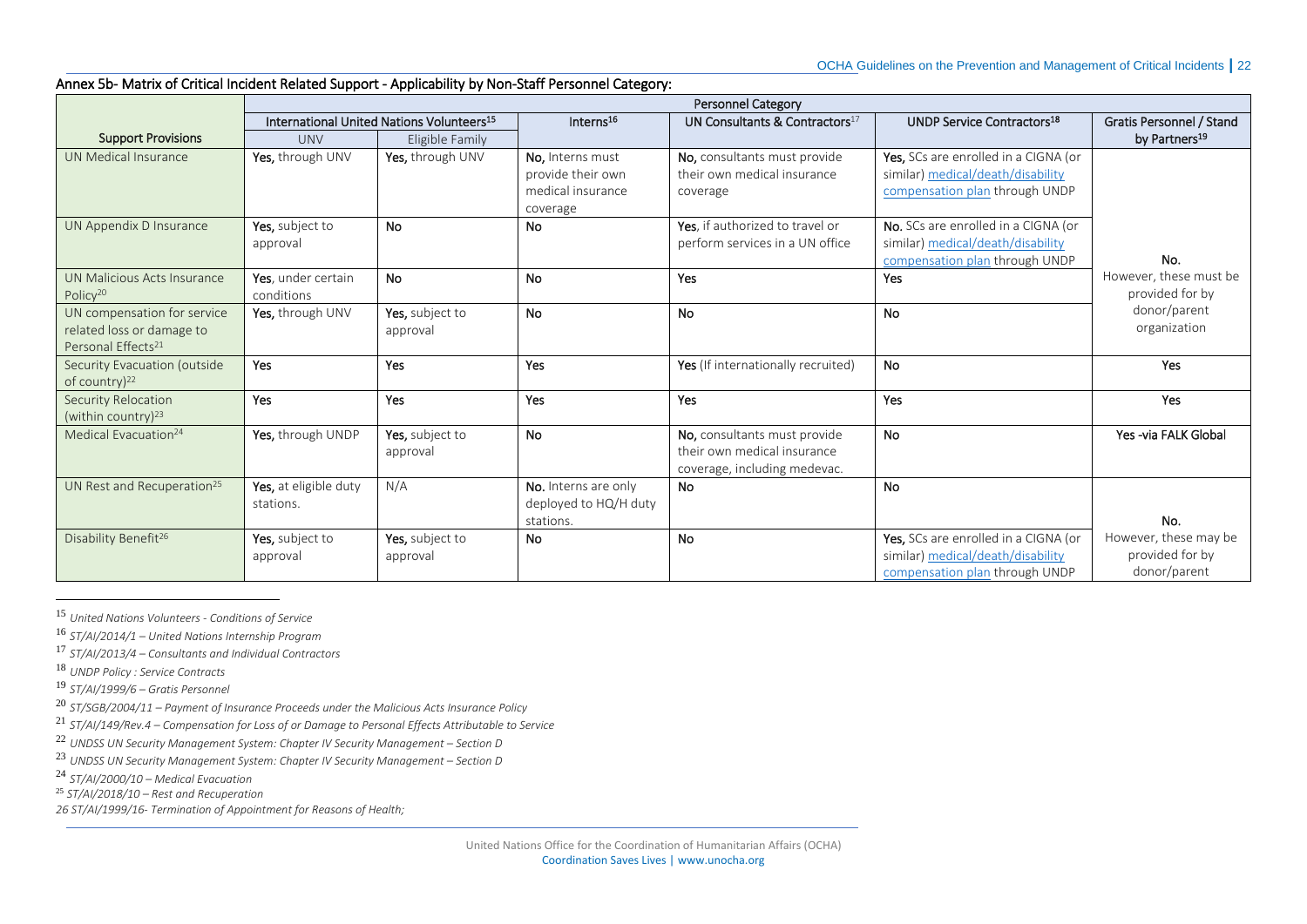## Annex 5b- Matrix of Critical Incident Related Support - Applicability by Non-Staff Personnel Category:

| | Personnel Category | | | | | |
|---|---|---|---|---|---|---|
| | International United Nations Volunteers[15] | | Interns[16] | UN Consultants & Contractors[17] | UNDP Service Contractors[18] | Gratis Personnel / Stand by Partners[19] |
| **Support Provisions** | UNV | Eligible Family | | | | |
| UN Medical Insurance | **Yes**, through UNV | **Yes**, through UNV | **No**, Interns must provide their own medical insurance coverage | **No**, consultants must provide their own medical insurance coverage | **Yes**, SCs are enrolled in a CIGNA (or similar) medical/death/disability compensation plan through UNDP | **No.** However, these must be provided for by donor/parent organization |
| UN Appendix D Insurance | **Yes**, subject to approval | **No** | **No** | **Yes**, if authorized to travel or perform services in a UN office | **No.** SCs are enrolled in a CIGNA (or similar) medical/death/disability compensation plan through UNDP | |
| UN Malicious Acts Insurance Policy[20] | **Yes**, under certain conditions | **No** | **No** | **Yes** | **Yes** | |
| UN compensation for service related loss or damage to Personal Effects[21] | **Yes**, through UNV | **Yes**, subject to approval | **No** | **No** | **No** | |
| Security Evacuation (outside of country)[22] | **Yes** | **Yes** | **Yes** | **Yes** (If internationally recruited) | **No** | **Yes** |
| Security Relocation (within country)[23] | **Yes** | **Yes** | **Yes** | **Yes** | **Yes** | **Yes** |
| Medical Evacuation[24] | **Yes**, through UNDP | **Yes**, subject to approval | **No** | **No**, consultants must provide their own medical insurance coverage, including medevac. | **No** | **Yes -via FALK Global** |
| UN Rest and Recuperation[25] | **Yes**, at eligible duty stations. | N/A | **No.** Interns are only deployed to HQ/H duty stations. | **No** | **No** | **No.** However, these may be provided for by donor/parent |
| Disability Benefit[26] | **Yes**, subject to approval | **Yes**, subject to approval | **No** | **No** | **Yes**, SCs are enrolled in a CIGNA (or similar) medical/death/disability compensation plan through UNDP | |

[15] *United Nations Volunteers - Conditions of Service*

[16] *ST/AI/2014/1 – United Nations Internship Program*

[17] *ST/AI/2013/4 – Consultants and Individual Contractors*

[18] *UNDP Policy : Service Contracts*

[19] *ST/AI/1999/6 – Gratis Personnel*

[20] *ST/SGB/2004/11 – Payment of Insurance Proceeds under the Malicious Acts Insurance Policy*

[21] *ST/AI/149/Rev.4 – Compensation for Loss of or Damage to Personal Effects Attributable to Service*

[22] *UNDSS UN Security Management System: Chapter IV Security Management – Section D*

[23] *UNDSS UN Security Management System: Chapter IV Security Management – Section D*

[24] *ST/AI/2000/10 – Medical Evacuation*

[25] *ST/AI/2018/10 – Rest and Recuperation*

*26 ST/AI/1999/16- Termination of Appointment for Reasons of Health;*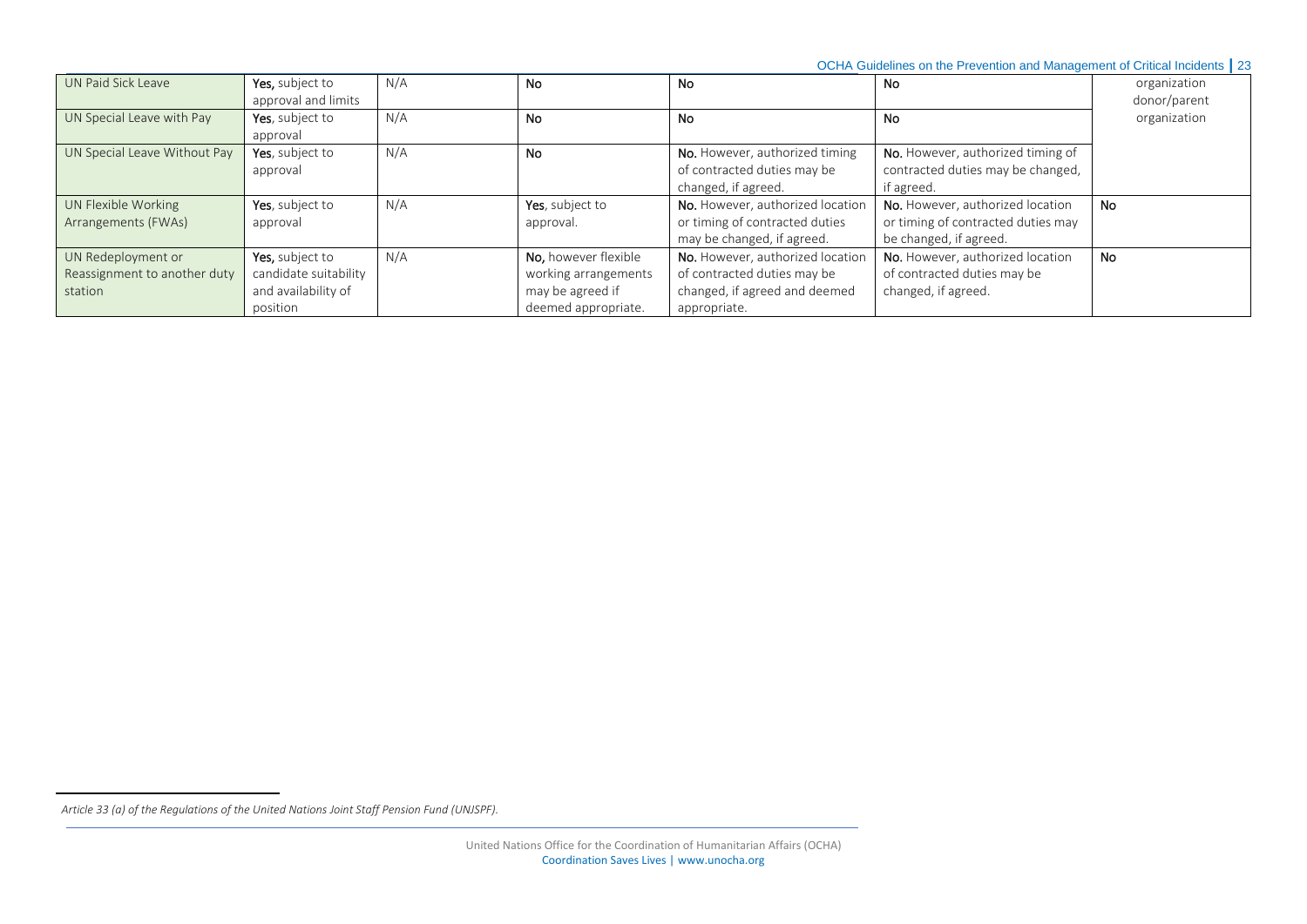| UN Paid Sick Leave | **Yes,** subject to approval and limits | N/A | **No** | **No** | **No** | organization donor/parent organization |
|---|---|---|---|---|---|---|
| UN Special Leave with Pay | **Yes**, subject to approval | N/A | **No** | **No** | **No** | |
| UN Special Leave Without Pay | **Yes**, subject to approval | N/A | **No** | **No.** However, authorized timing of contracted duties may be changed, if agreed. | **No.** However, authorized timing of contracted duties may be changed, if agreed. | |
| UN Flexible Working Arrangements (FWAs) | **Yes**, subject to approval | N/A | **Yes**, subject to approval. | **No.** However, authorized location or timing of contracted duties may be changed, if agreed. | **No.** However, authorized location or timing of contracted duties may be changed, if agreed. | **No** |
| UN Redeployment or Reassignment to another duty station | **Yes,** subject to candidate suitability and availability of position | N/A | **No,** however flexible working arrangements may be agreed if deemed appropriate. | **No.** However, authorized location of contracted duties may be changed, if agreed and deemed appropriate. | **No.** However, authorized location of contracted duties may be changed, if agreed. | **No** |

*Article 33 (a) of the Regulations of the United Nations Joint Staff Pension Fund (UNJSPF).*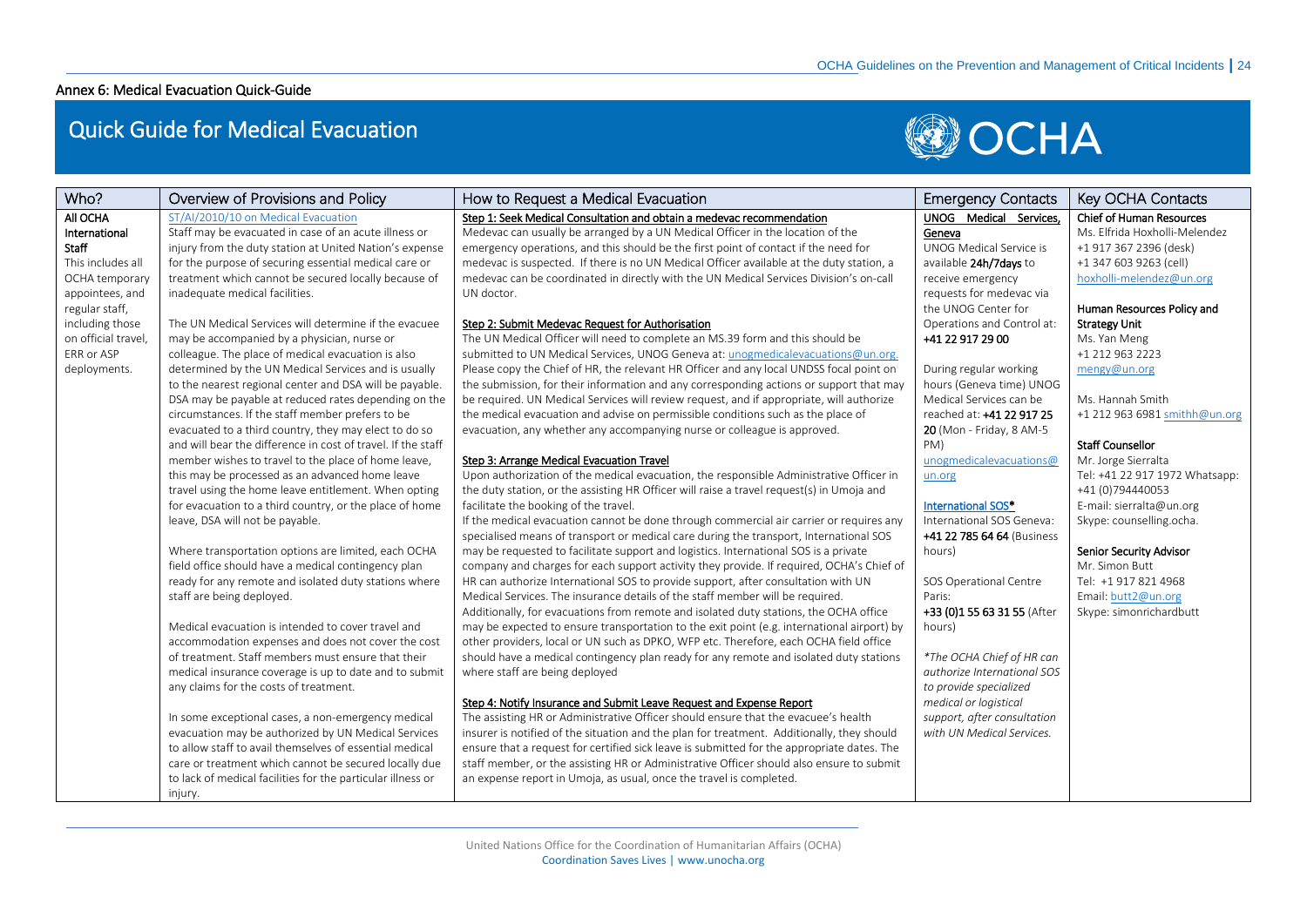Annex 6: Medical Evacuation Quick-Guide

# Quick Guide for Medical Evacuation

OCHA

| Who? | Overview of Provisions and Policy | How to Request a Medical Evacuation | Emergency Contacts | Key OCHA Contacts |
|---|---|---|---|---|
| **All OCHA International Staff** This includes all OCHA temporary appointees, and regular staff, including those on official travel, ERR or ASP deployments. | ST/AI/2010/10 on Medical Evacuation<br>Staff may be evacuated in case of an acute illness or injury from the duty station at United Nation's expense for the purpose of securing essential medical care or treatment which cannot be secured locally because of inadequate medical facilities.<br><br>The UN Medical Services will determine if the evacuee may be accompanied by a physician, nurse or colleague. The place of medical evacuation is also determined by the UN Medical Services and is usually to the nearest regional center and DSA will be payable. DSA may be payable at reduced rates depending on the circumstances. If the staff member prefers to be evacuated to a third country, they may elect to do so and will bear the difference in cost of travel. If the staff member wishes to travel to the place of home leave, this may be processed as an advanced home leave travel using the home leave entitlement. When opting for evacuation to a third country, or the place of home leave, DSA will not be payable.<br><br>Where transportation options are limited, each OCHA field office should have a medical contingency plan ready for any remote and isolated duty stations where staff are being deployed.<br><br>Medical evacuation is intended to cover travel and accommodation expenses and does not cover the cost of treatment. Staff members must ensure that their medical insurance coverage is up to date and to submit any claims for the costs of treatment.<br><br>In some exceptional cases, a non-emergency medical evacuation may be authorized by UN Medical Services to allow staff to avail themselves of essential medical care or treatment which cannot be secured locally due to lack of medical facilities for the particular illness or injury. | **Step 1: Seek Medical Consultation and obtain a medevac recommendation**<br>Medevac can usually be arranged by a UN Medical Officer in the location of the emergency operations, and this should be the first point of contact if the need for medevac is suspected. If there is no UN Medical Officer available at the duty station, a medevac can be coordinated in directly with the UN Medical Services Division's on-call UN doctor.<br><br>**Step 2: Submit Medevac Request for Authorisation**<br>The UN Medical Officer will need to complete an MS.39 form and this should be submitted to UN Medical Services, UNOG Geneva at: unogmedicalevacuations@un.org. Please copy the Chief of HR, the relevant HR Officer and any local UNDSS focal point on the submission, for their information and any corresponding actions or support that may be required. UN Medical Services will review request, and if appropriate, will authorize the medical evacuation and advise on permissible conditions such as the place of evacuation, any whether any accompanying nurse or colleague is approved.<br><br>**Step 3: Arrange Medical Evacuation Travel**<br>Upon authorization of the medical evacuation, the responsible Administrative Officer in the duty station, or the assisting HR Officer will raise a travel request(s) in Umoja and facilitate the booking of the travel.<br>If the medical evacuation cannot be done through commercial air carrier or requires any specialised means of transport or medical care during the transport, International SOS may be requested to facilitate support and logistics. International SOS is a private company and charges for each support activity they provide. If required, OCHA's Chief of HR can authorize International SOS to provide support, after consultation with UN Medical Services. The insurance details of the staff member will be required.<br>Additionally, for evacuations from remote and isolated duty stations, the OCHA office may be expected to ensure transportation to the exit point (e.g. international airport) by other providers, local or UN such as DPKO, WFP etc. Therefore, each OCHA field office should have a medical contingency plan ready for any remote and isolated duty stations where staff are being deployed<br><br>**Step 4: Notify Insurance and Submit Leave Request and Expense Report**<br>The assisting HR or Administrative Officer should ensure that the evacuee's health insurer is notified of the situation and the plan for treatment. Additionally, they should ensure that a request for certified sick leave is submitted for the appropriate dates. The staff member, or the assisting HR or Administrative Officer should also ensure to submit an expense report in Umoja, as usual, once the travel is completed. | **UNOG Medical Services, Geneva**<br>UNOG Medical Service is available **24h/7days** to receive emergency requests for medevac via the UNOG Center for Operations and Control at: **+41 22 917 29 00**<br><br>During regular working hours (Geneva time) UNOG Medical Services can be reached at: **+41 22 917 25 20** (Mon - Friday, 8 AM-5 PM)<br>unogmedicalevacuations@un.org<br><br>**International SOS\***<br>International SOS Geneva: **+41 22 785 64 64** (Business hours)<br><br>SOS Operational Centre Paris: **+33 (0)1 55 63 31 55** (After hours)<br><br>*\*The OCHA Chief of HR can authorize International SOS to provide specialized medical or logistical support, after consultation with UN Medical Services.* | **Chief of Human Resources**<br>Ms. Elfrida Hoxholli-Melendez<br>+1 917 367 2396 (desk)<br>+1 347 603 9263 (cell)<br>hoxholli-melendez@un.org<br><br>**Human Resources Policy and Strategy Unit**<br>Ms. Yan Meng<br>+1 212 963 2223<br>mengy@un.org<br><br>Ms. Hannah Smith<br>+1 212 963 6981 smithh@un.org<br><br>**Staff Counsellor**<br>Mr. Jorge Sierralta<br>Tel: +41 22 917 1972 Whatsapp: +41 (0)794440053<br>E-mail: sierralta@un.org<br>Skype: counselling.ocha.<br><br>**Senior Security Advisor**<br>Mr. Simon Butt<br>Tel: +1 917 821 4968<br>Email: butt2@un.org<br>Skype: simonrichardbutt |

United Nations Office for the Coordination of Humanitarian Affairs (OCHA)
Coordination Saves Lives | www.unocha.org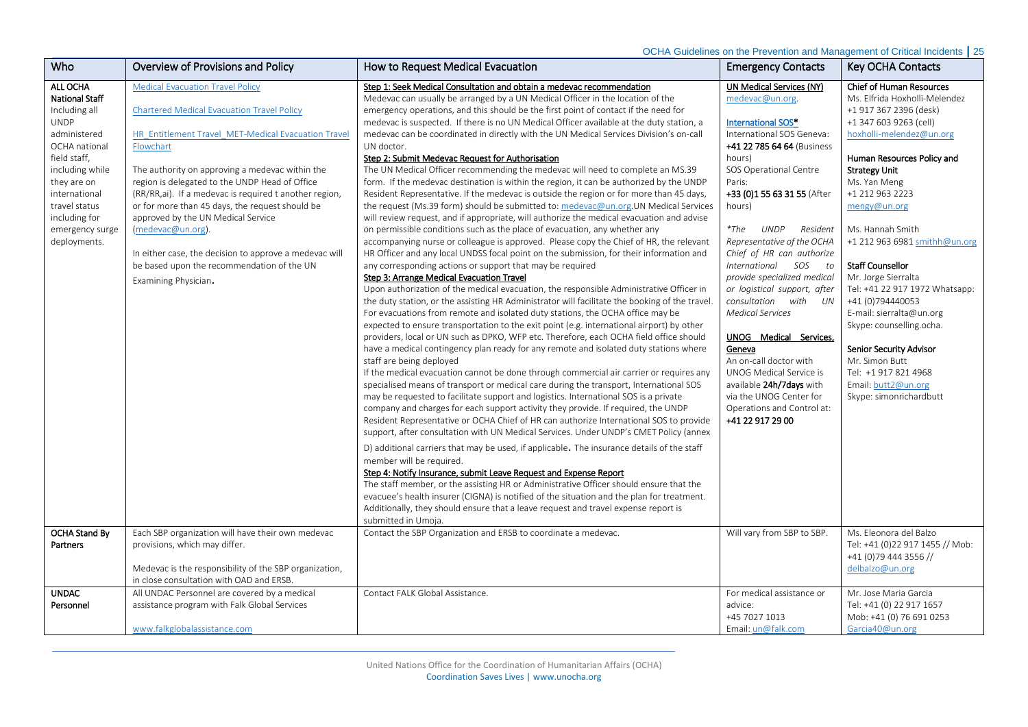| Who | Overview of Provisions and Policy | How to Request Medical Evacuation | Emergency Contacts | Key OCHA Contacts |
|---|---|---|---|---|
| **ALL OCHA National Staff** Including all UNDP administered OCHA national field staff, including while they are on international travel status including for emergency surge deployments. | Medical Evacuation Travel Policy<br><br>Chartered Medical Evacuation Travel Policy<br><br>HR_Entitlement Travel_MET-Medical Evacuation Travel Flowchart<br><br>The authority on approving a medevac within the region is delegated to the UNDP Head of Office (RR/RR,ai). If a medevac is required t another region, or for more than 45 days, the request should be approved by the UN Medical Service (medevac@un.org).<br><br>In either case, the decision to approve a medevac will be based upon the recommendation of the UN Examining Physician. | **Step 1: Seek Medical Consultation and obtain a medevac recommendation**<br>Medevac can usually be arranged by a UN Medical Officer in the location of the emergency operations, and this should be the first point of contact if the need for medevac is suspected. If there is no UN Medical Officer available at the duty station, a medevac can be coordinated in directly with the UN Medical Services Division's on-call UN doctor.<br>**Step 2: Submit Medevac Request for Authorisation**<br>The UN Medical Officer recommending the medevac will need to complete an MS.39 form. If the medevac destination is within the region, it can be authorized by the UNDP Resident Representative. If the medevac is outside the region or for more than 45 days, the request (Ms.39 form) should be submitted to: medevac@un.org.UN Medical Services will review request, and if appropriate, will authorize the medical evacuation and advise on permissible conditions such as the place of evacuation, any whether any accompanying nurse or colleague is approved. Please copy the Chief of HR, the relevant HR Officer and any local UNDSS focal point on the submission, for their information and any corresponding actions or support that may be required<br>**Step 3: Arrange Medical Evacuation Travel**<br>Upon authorization of the medical evacuation, the responsible Administrative Officer in the duty station, or the assisting HR Administrator will facilitate the booking of the travel. For evacuations from remote and isolated duty stations, the OCHA office may be expected to ensure transportation to the exit point (e.g. international airport) by other providers, local or UN such as DPKO, WFP etc. Therefore, each OCHA field office should have a medical contingency plan ready for any remote and isolated duty stations where staff are being deployed<br>If the medical evacuation cannot be done through commercial air carrier or requires any specialised means of transport or medical care during the transport, International SOS may be requested to facilitate support and logistics. International SOS is a private company and charges for each support activity they provide. If required, the UNDP Resident Representative or OCHA Chief of HR can authorize International SOS to provide support, after consultation with UN Medical Services. Under UNDP's CMET Policy (annex D) additional carriers that may be used, if applicable. The insurance details of the staff member will be required.<br>**Step 4: Notify Insurance, submit Leave Request and Expense Report**<br>The staff member, or the assisting HR or Administrative Officer should ensure that the evacuee's health insurer (CIGNA) is notified of the situation and the plan for treatment. Additionally, they should ensure that a leave request and travel expense report is submitted in Umoja. | **UN Medical Services (NY)**<br>medevac@un.org.<br><br>**International SOS***<br>International SOS Geneva: **+41 22 785 64 64** (Business hours)<br>SOS Operational Centre Paris:<br>**+33 (0)1 55 63 31 55** (After hours)<br><br>*\*The UNDP Resident Representative of the OCHA Chief of HR can authorize International SOS to provide specialized medical or logistical support, after consultation with UN Medical Services*<br><br>**UNOG Medical Services, Geneva**<br>An on-call doctor with UNOG Medical Service is available **24h/7days** with via the UNOG Center for Operations and Control at: **+41 22 917 29 00** | **Chief of Human Resources**<br>Ms. Elfrida Hoxholli-Melendez<br>+1 917 367 2396 (desk)<br>+1 347 603 9263 (cell)<br>hoxholli-melendez@un.org<br><br>**Human Resources Policy and Strategy Unit**<br>Ms. Yan Meng<br>+1 212 963 2223<br>mengy@un.org<br><br>Ms. Hannah Smith<br>+1 212 963 6981 smithh@un.org<br><br>**Staff Counsellor**<br>Mr. Jorge Sierralta<br>Tel: +41 22 917 1972 Whatsapp: +41 (0)794440053<br>E-mail: sierralta@un.org<br>Skype: counselling.ocha.<br><br>**Senior Security Advisor**<br>Mr. Simon Butt<br>Tel: +1 917 821 4968<br>Email: butt2@un.org<br>Skype: simonrichardbutt |
| **OCHA Stand By Partners** | Each SBP organization will have their own medevac provisions, which may differ.<br><br>Medevac is the responsibility of the SBP organization, in close consultation with OAD and ERSB. | Contact the SBP Organization and ERSB to coordinate a medevac. | Will vary from SBP to SBP. | Ms. Eleonora del Balzo<br>Tel: +41 (0)22 917 1455 // Mob: +41 (0)79 444 3556 //<br>delbalzo@un.org |
| **UNDAC Personnel** | All UNDAC Personnel are covered by a medical assistance program with Falk Global Services<br><br>www.falkglobalassistance.com | Contact FALK Global Assistance. | For medical assistance or advice:<br>+45 7027 1013<br>Email: un@falk.com | Mr. Jose Maria Garcia<br>Tel: +41 (0) 22 917 1657<br>Mob: +41 (0) 76 691 0253<br>Garcia40@un.org |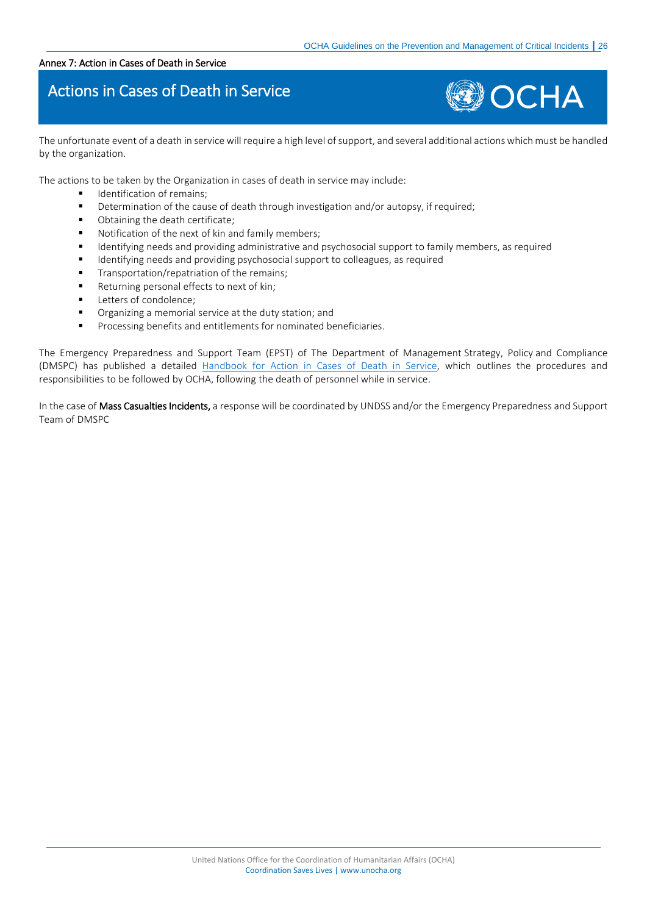Annex 7: Action in Cases of Death in Service

# Actions in Cases of Death in Service

The unfortunate event of a death in service will require a high level of support, and several additional actions which must be handled by the organization.

The actions to be taken by the Organization in cases of death in service may include:

- Identification of remains;
- Determination of the cause of death through investigation and/or autopsy, if required;
- Obtaining the death certificate;
- Notification of the next of kin and family members;
- Identifying needs and providing administrative and psychosocial support to family members, as required
- Identifying needs and providing psychosocial support to colleagues, as required
- Transportation/repatriation of the remains;
- Returning personal effects to next of kin;
- Letters of condolence;
- Organizing a memorial service at the duty station; and
- Processing benefits and entitlements for nominated beneficiaries.

The Emergency Preparedness and Support Team (EPST) of The Department of Management Strategy, Policy and Compliance (DMSPC) has published a detailed Handbook for Action in Cases of Death in Service, which outlines the procedures and responsibilities to be followed by OCHA, following the death of personnel while in service.

In the case of **Mass Casualties Incidents,** a response will be coordinated by UNDSS and/or the Emergency Preparedness and Support Team of DMSPC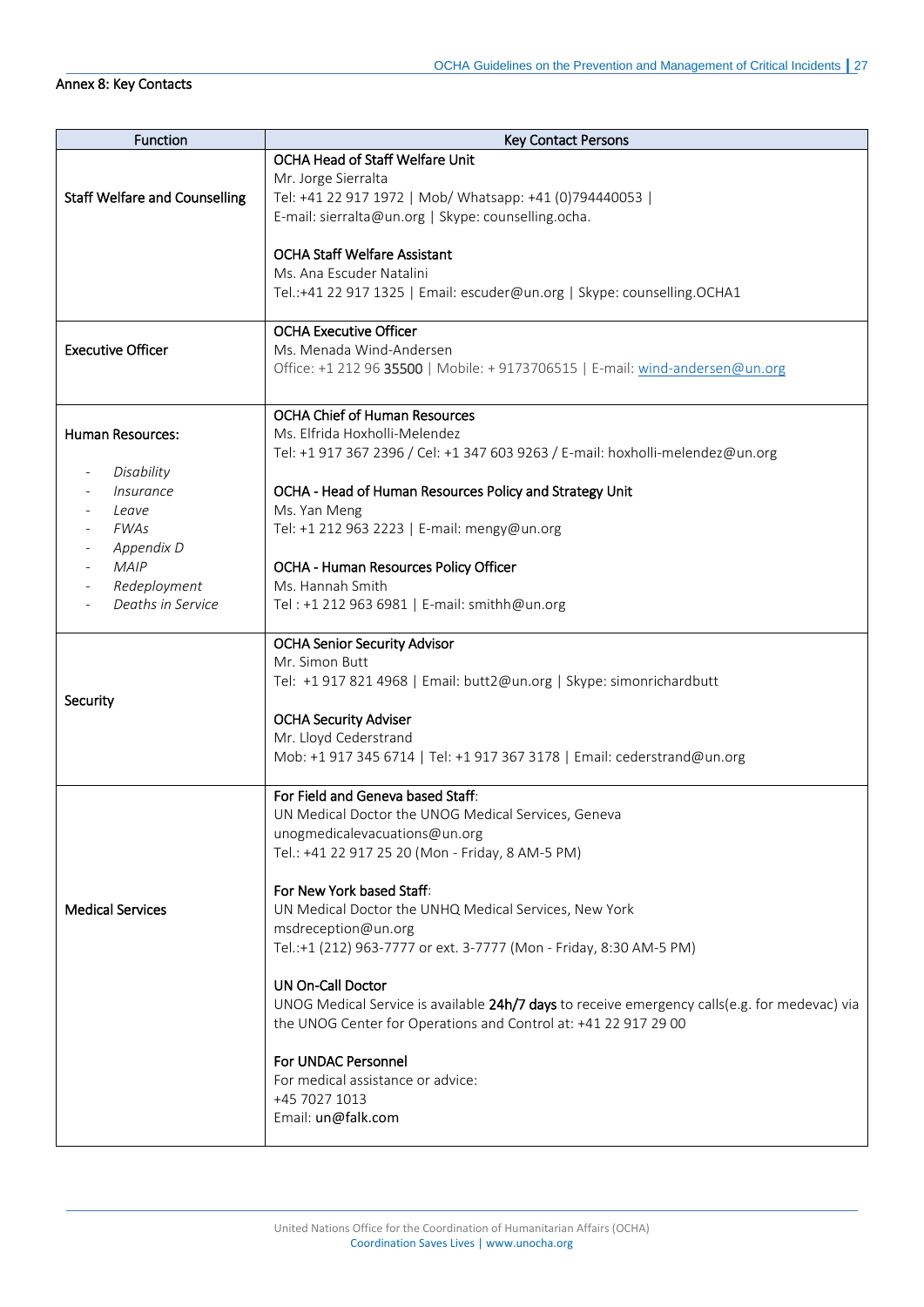### Annex 8: Key Contacts

| Function | Key Contact Persons |
| --- | --- |
| Staff Welfare and Counselling | OCHA Head of Staff Welfare Unit<br>Mr. Jorge Sierralta<br>Tel: +41 22 917 1972 \| Mob/ Whatsapp: +41 (0)794440053 \|<br>E-mail: sierralta@un.org \| Skype: counselling.ocha.<br><br>OCHA Staff Welfare Assistant<br>Ms. Ana Escuder Natalini<br>Tel.:+41 22 917 1325 \| Email: escuder@un.org \| Skype: counselling.OCHA1 |
| Executive Officer | OCHA Executive Officer<br>Ms. Menada Wind-Andersen<br>Office: +1 212 96 **35500** \| Mobile: + 9173706515 \| E-mail: wind-andersen@un.org |
| Human Resources:<br>- *Disability*<br>- *Insurance*<br>- *Leave*<br>- *FWAs*<br>- *Appendix D*<br>- *MAIP*<br>- *Redeployment*<br>- *Deaths in Service* | OCHA Chief of Human Resources<br>Ms. Elfrida Hoxholli-Melendez<br>Tel: +1 917 367 2396 / Cel: +1 347 603 9263 / E-mail: hoxholli-melendez@un.org<br><br>OCHA - Head of Human Resources Policy and Strategy Unit<br>Ms. Yan Meng<br>Tel: +1 212 963 2223 \| E-mail: mengy@un.org<br><br>OCHA - Human Resources Policy Officer<br>Ms. Hannah Smith<br>Tel : +1 212 963 6981 \| E-mail: smithh@un.org |
| Security | OCHA Senior Security Advisor<br>Mr. Simon Butt<br>Tel: +1 917 821 4968 \| Email: butt2@un.org \| Skype: simonrichardbutt<br><br>OCHA Security Adviser<br>Mr. Lloyd Cederstrand<br>Mob: +1 917 345 6714 \| Tel: +1 917 367 3178 \| Email: cederstrand@un.org |
| Medical Services | For Field and Geneva based Staff:<br>UN Medical Doctor the UNOG Medical Services, Geneva<br>unogmedicalevacuations@un.org<br>Tel.: +41 22 917 25 20 (Mon - Friday, 8 AM-5 PM)<br><br>For New York based Staff:<br>UN Medical Doctor the UNHQ Medical Services, New York<br>msdreception@un.org<br>Tel.:+1 (212) 963-7777 or ext. 3-7777 (Mon - Friday, 8:30 AM-5 PM)<br><br>UN On-Call Doctor<br>UNOG Medical Service is available **24h/7 days** to receive emergency calls(e.g. for medevac) via the UNOG Center for Operations and Control at: +41 22 917 29 00<br><br>For UNDAC Personnel<br>For medical assistance or advice:<br>+45 7027 1013<br>Email: un@falk.com |